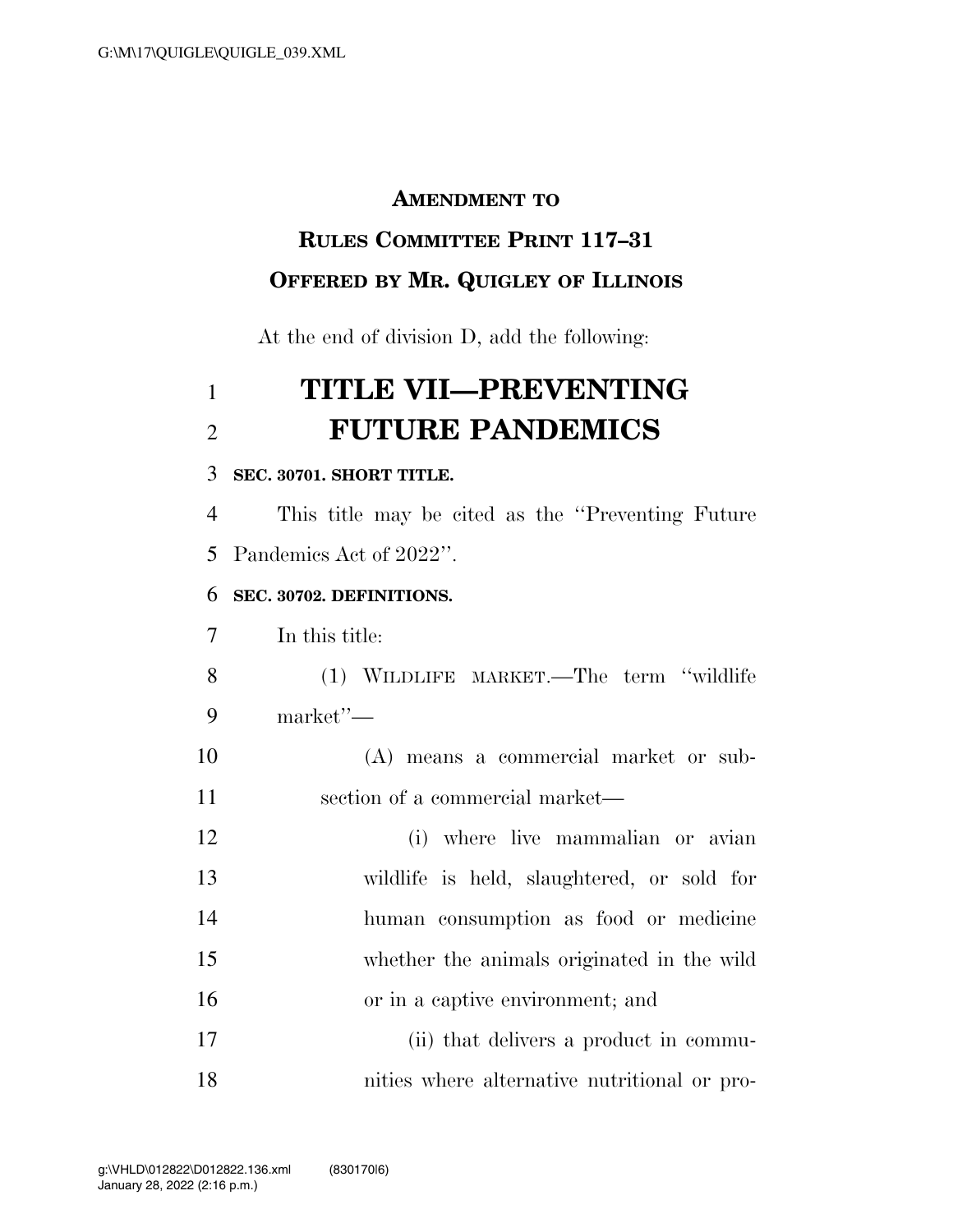**AMENDMENT TO**

**RULES COMMITTEE PRINT 117–31**

**OFFERED BY MR. QUIGLEY OF ILLINOIS**

At the end of division D, add the following:

# TITLE VII—PREVENTING FUTURE PANDEMICS

**SEC. 30701. SHORT TITLE.**

This title may be cited as the ''Preventing Future Pandemics Act of 2022''.

**SEC. 30702. DEFINITIONS.**

In this title:

(1) WILDLIFE MARKET.—The term ''wildlife market''—

(A) means a commercial market or subsection of a commercial market—

(i) where live mammalian or avian wildlife is held, slaughtered, or sold for human consumption as food or medicine whether the animals originated in the wild or in a captive environment; and

(ii) that delivers a product in communities where alternative nutritional or pro-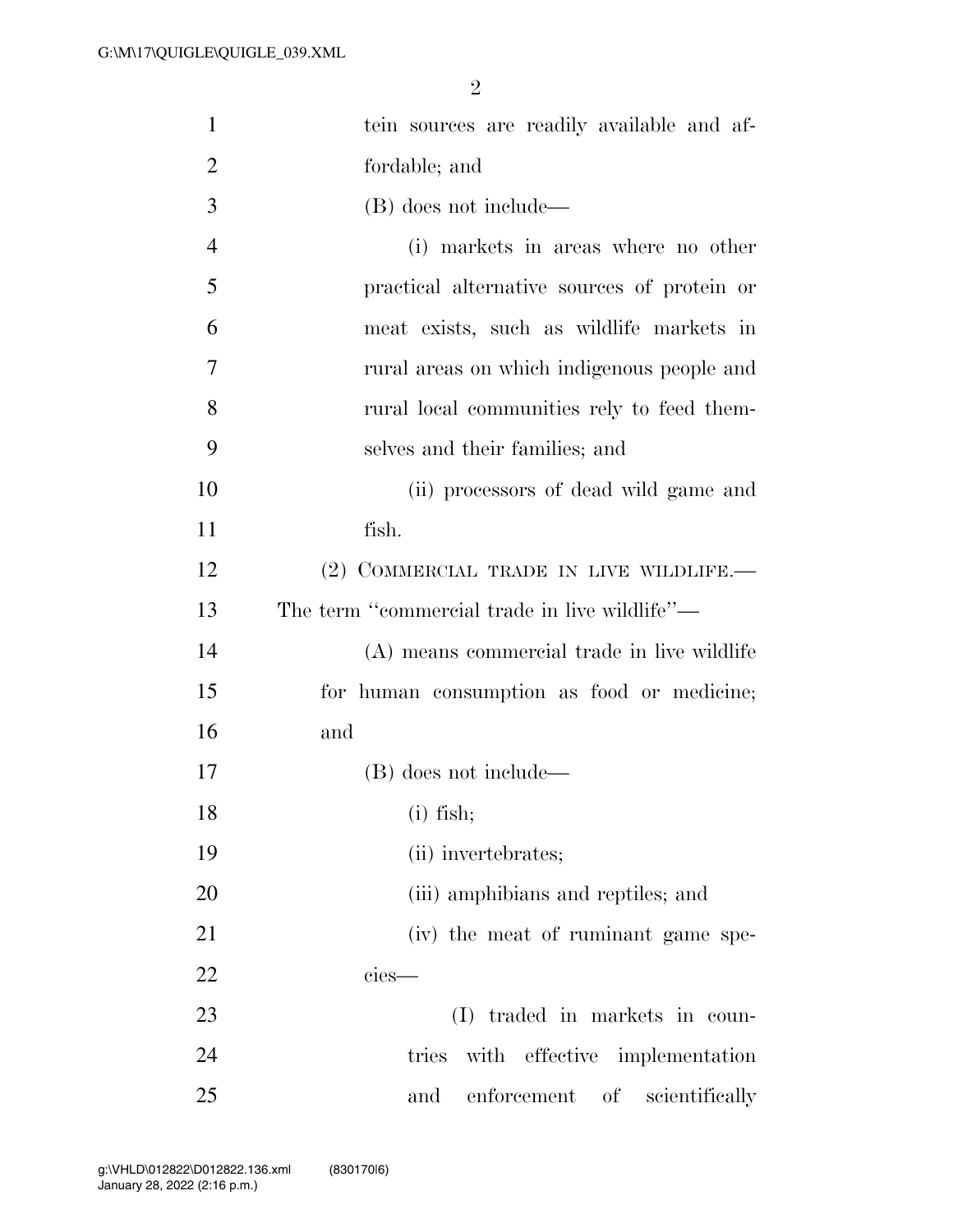tein sources are readily available and affordable; and

(B) does not include—

(i) markets in areas where no other practical alternative sources of protein or meat exists, such as wildlife markets in rural areas on which indigenous people and rural local communities rely to feed themselves and their families; and

(ii) processors of dead wild game and fish.

(2) COMMERCIAL TRADE IN LIVE WILDLIFE.—The term "commercial trade in live wildlife"—

(A) means commercial trade in live wildlife for human consumption as food or medicine; and

(B) does not include—

(i) fish;

(ii) invertebrates;

(iii) amphibians and reptiles; and

(iv) the meat of ruminant game species—

(I) traded in markets in countries with effective implementation and enforcement of scientifically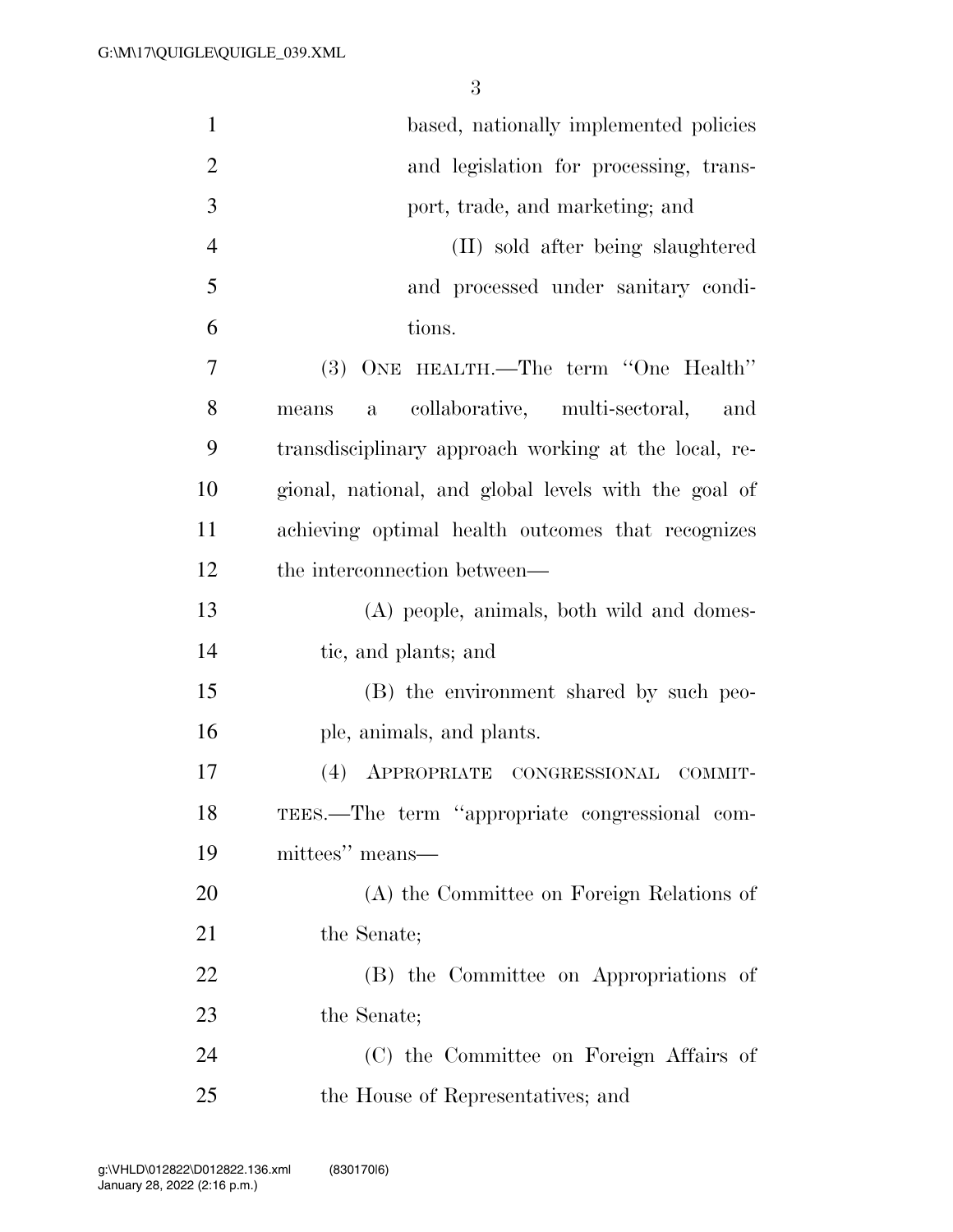based, nationally implemented policies and legislation for processing, transport, trade, and marketing; and

(II) sold after being slaughtered and processed under sanitary conditions.

(3) ONE HEALTH.—The term ''One Health'' means a collaborative, multi-sectoral, and transdisciplinary approach working at the local, regional, national, and global levels with the goal of achieving optimal health outcomes that recognizes the interconnection between—

(A) people, animals, both wild and domestic, and plants; and

(B) the environment shared by such people, animals, and plants.

(4) APPROPRIATE CONGRESSIONAL COMMITTEES.—The term ''appropriate congressional committees'' means—

(A) the Committee on Foreign Relations of the Senate;

(B) the Committee on Appropriations of the Senate;

(C) the Committee on Foreign Affairs of the House of Representatives; and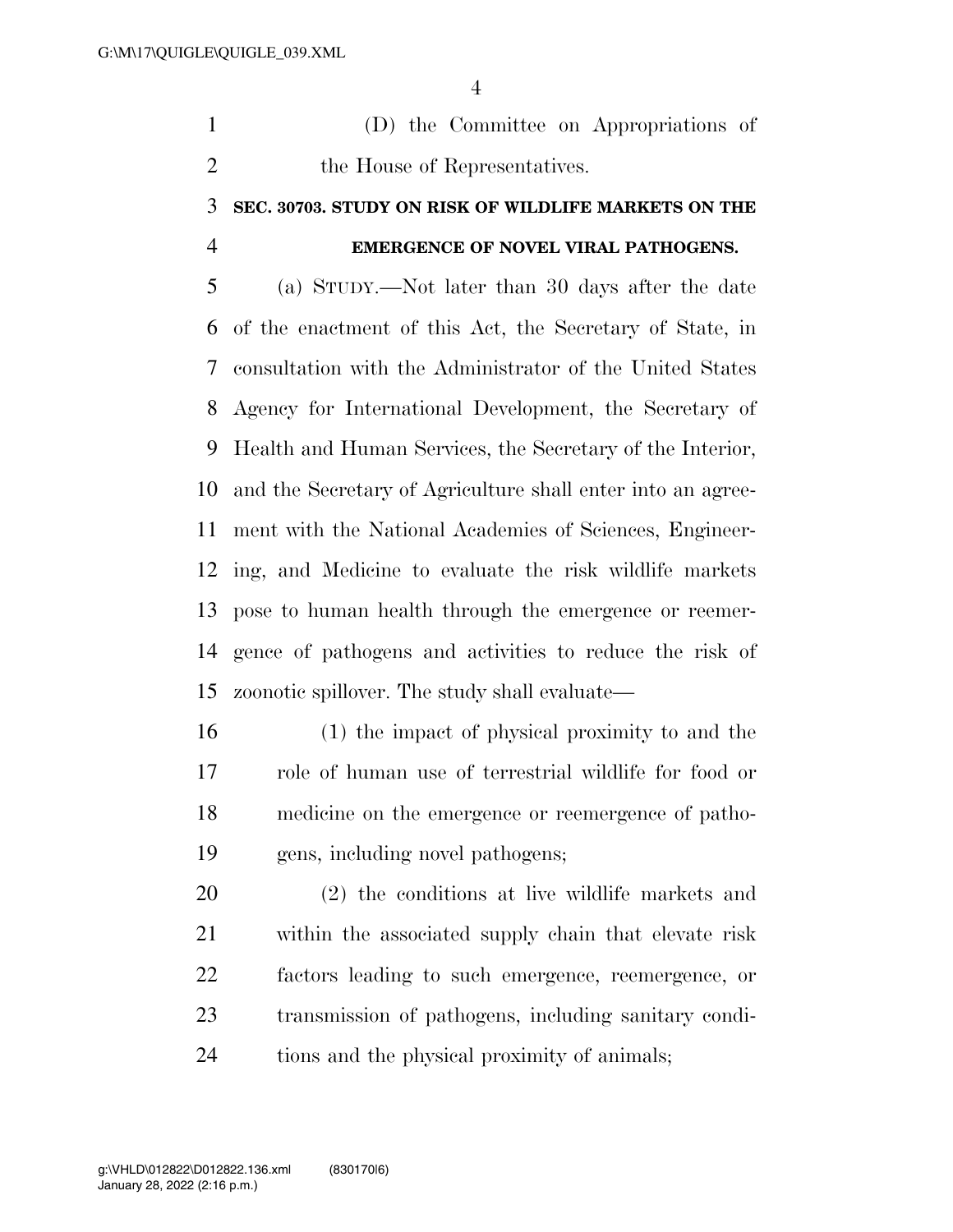(D) the Committee on Appropriations of the House of Representatives.

**SEC. 30703. STUDY ON RISK OF WILDLIFE MARKETS ON THE EMERGENCE OF NOVEL VIRAL PATHOGENS.**

(a) STUDY.—Not later than 30 days after the date of the enactment of this Act, the Secretary of State, in consultation with the Administrator of the United States Agency for International Development, the Secretary of Health and Human Services, the Secretary of the Interior, and the Secretary of Agriculture shall enter into an agreement with the National Academies of Sciences, Engineering, and Medicine to evaluate the risk wildlife markets pose to human health through the emergence or reemergence of pathogens and activities to reduce the risk of zoonotic spillover. The study shall evaluate—

(1) the impact of physical proximity to and the role of human use of terrestrial wildlife for food or medicine on the emergence or reemergence of pathogens, including novel pathogens;

(2) the conditions at live wildlife markets and within the associated supply chain that elevate risk factors leading to such emergence, reemergence, or transmission of pathogens, including sanitary conditions and the physical proximity of animals;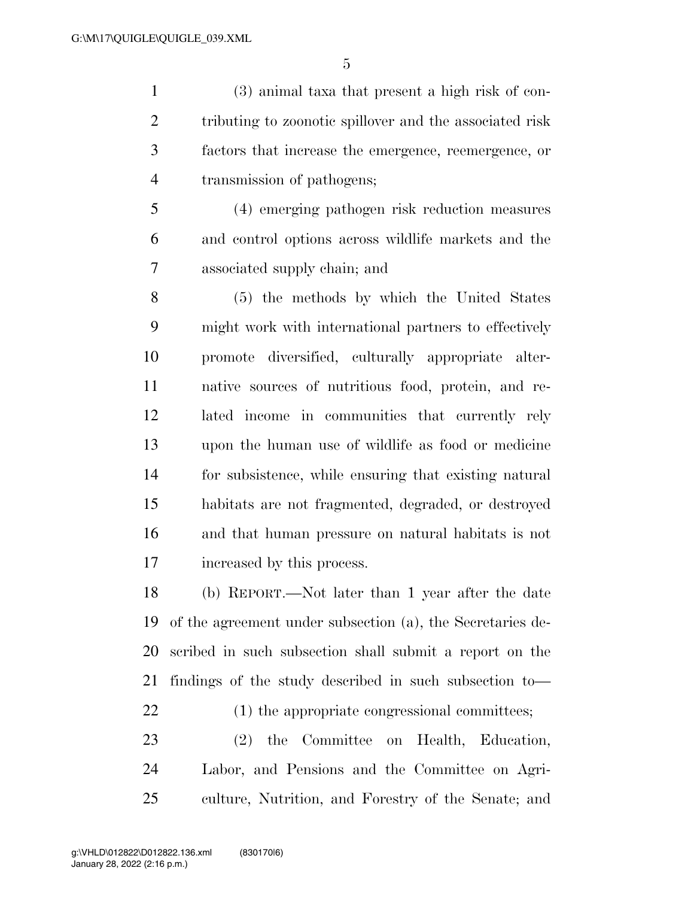(3) animal taxa that present a high risk of contributing to zoonotic spillover and the associated risk factors that increase the emergence, reemergence, or transmission of pathogens;

(4) emerging pathogen risk reduction measures and control options across wildlife markets and the associated supply chain; and

(5) the methods by which the United States might work with international partners to effectively promote diversified, culturally appropriate alternative sources of nutritious food, protein, and related income in communities that currently rely upon the human use of wildlife as food or medicine for subsistence, while ensuring that existing natural habitats are not fragmented, degraded, or destroyed and that human pressure on natural habitats is not increased by this process.

(b) REPORT.—Not later than 1 year after the date of the agreement under subsection (a), the Secretaries described in such subsection shall submit a report on the findings of the study described in such subsection to—

(1) the appropriate congressional committees;

(2) the Committee on Health, Education, Labor, and Pensions and the Committee on Agriculture, Nutrition, and Forestry of the Senate; and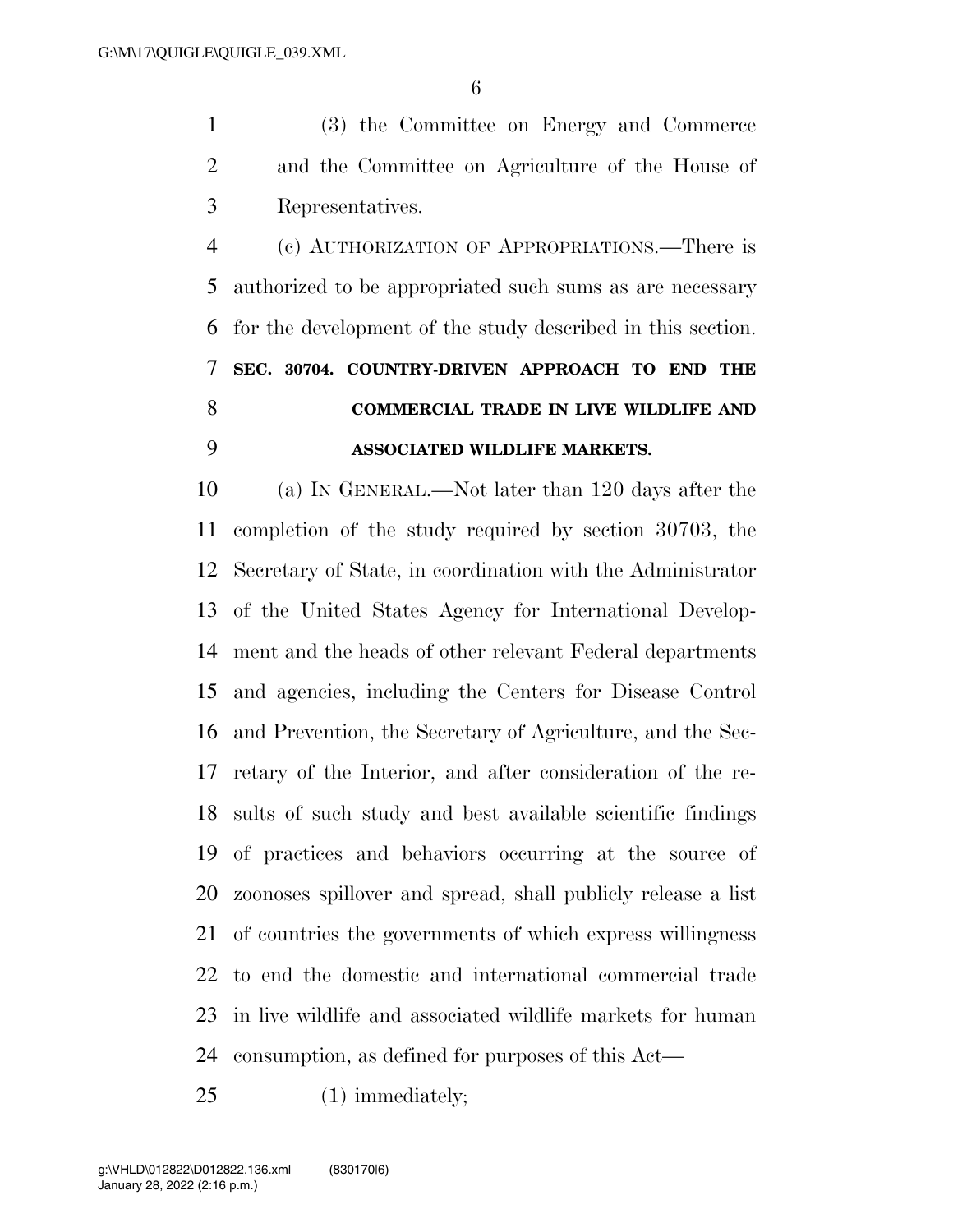(3) the Committee on Energy and Commerce and the Committee on Agriculture of the House of Representatives.

(c) AUTHORIZATION OF APPROPRIATIONS.—There is authorized to be appropriated such sums as are necessary for the development of the study described in this section.

**SEC. 30704. COUNTRY-DRIVEN APPROACH TO END THE COMMERCIAL TRADE IN LIVE WILDLIFE AND ASSOCIATED WILDLIFE MARKETS.**

(a) IN GENERAL.—Not later than 120 days after the completion of the study required by section 30703, the Secretary of State, in coordination with the Administrator of the United States Agency for International Development and the heads of other relevant Federal departments and agencies, including the Centers for Disease Control and Prevention, the Secretary of Agriculture, and the Secretary of the Interior, and after consideration of the results of such study and best available scientific findings of practices and behaviors occurring at the source of zoonoses spillover and spread, shall publicly release a list of countries the governments of which express willingness to end the domestic and international commercial trade in live wildlife and associated wildlife markets for human consumption, as defined for purposes of this Act—

(1) immediately;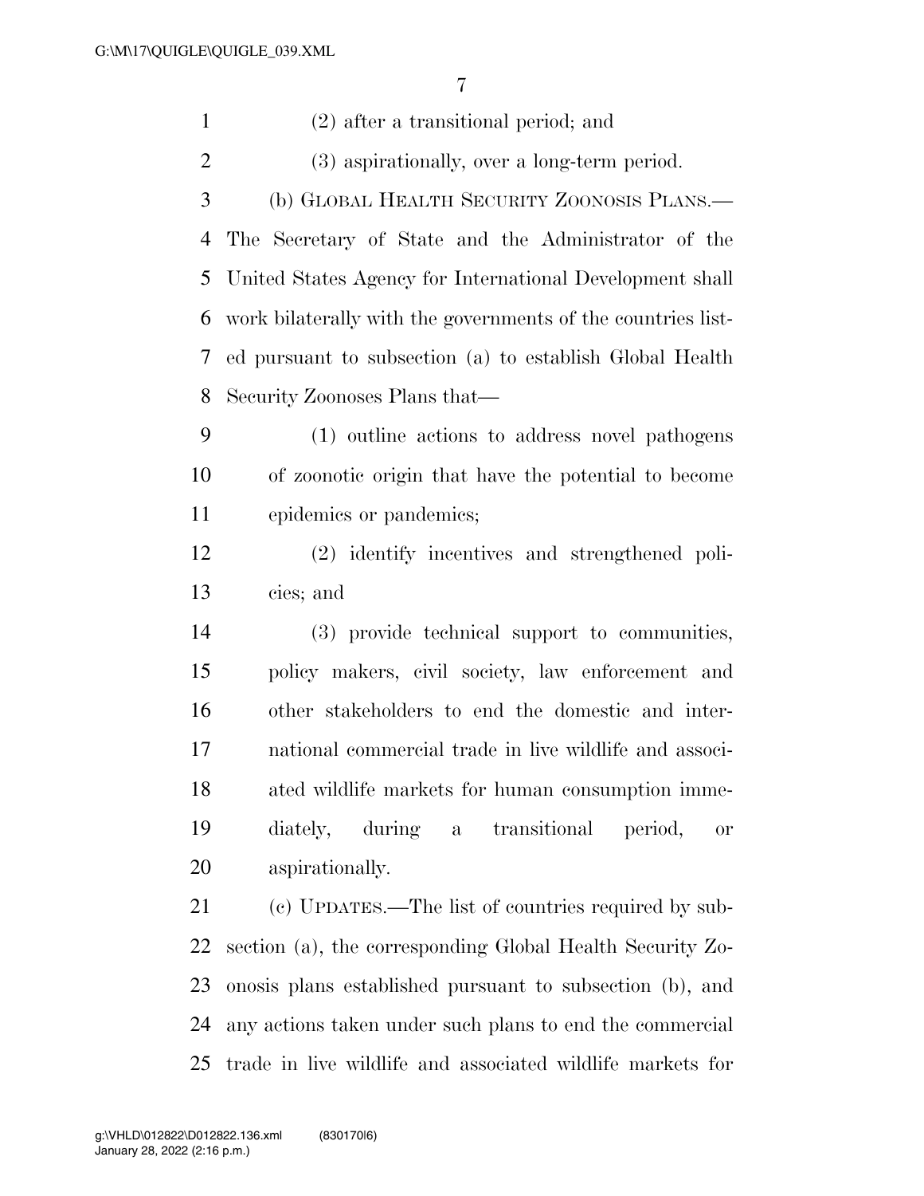(2) after a transitional period; and

(3) aspirationally, over a long-term period.

(b) GLOBAL HEALTH SECURITY ZOONOSIS PLANS.—The Secretary of State and the Administrator of the United States Agency for International Development shall work bilaterally with the governments of the countries listed pursuant to subsection (a) to establish Global Health Security Zoonoses Plans that—

(1) outline actions to address novel pathogens of zoonotic origin that have the potential to become epidemics or pandemics;

(2) identify incentives and strengthened policies; and

(3) provide technical support to communities, policy makers, civil society, law enforcement and other stakeholders to end the domestic and international commercial trade in live wildlife and associated wildlife markets for human consumption immediately, during a transitional period, or aspirationally.

(c) UPDATES.—The list of countries required by subsection (a), the corresponding Global Health Security Zoonosis plans established pursuant to subsection (b), and any actions taken under such plans to end the commercial trade in live wildlife and associated wildlife markets for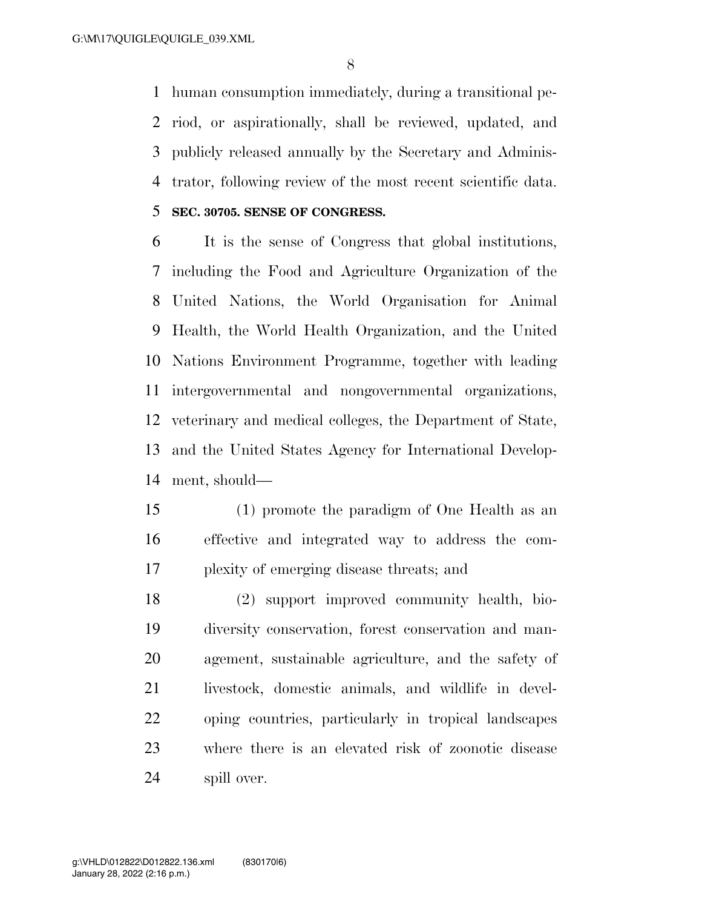human consumption immediately, during a transitional period, or aspirationally, shall be reviewed, updated, and publicly released annually by the Secretary and Administrator, following review of the most recent scientific data.

**SEC. 30705. SENSE OF CONGRESS.**

It is the sense of Congress that global institutions, including the Food and Agriculture Organization of the United Nations, the World Organisation for Animal Health, the World Health Organization, and the United Nations Environment Programme, together with leading intergovernmental and nongovernmental organizations, veterinary and medical colleges, the Department of State, and the United States Agency for International Development, should—

(1) promote the paradigm of One Health as an effective and integrated way to address the complexity of emerging disease threats; and

(2) support improved community health, biodiversity conservation, forest conservation and management, sustainable agriculture, and the safety of livestock, domestic animals, and wildlife in developing countries, particularly in tropical landscapes where there is an elevated risk of zoonotic disease spill over.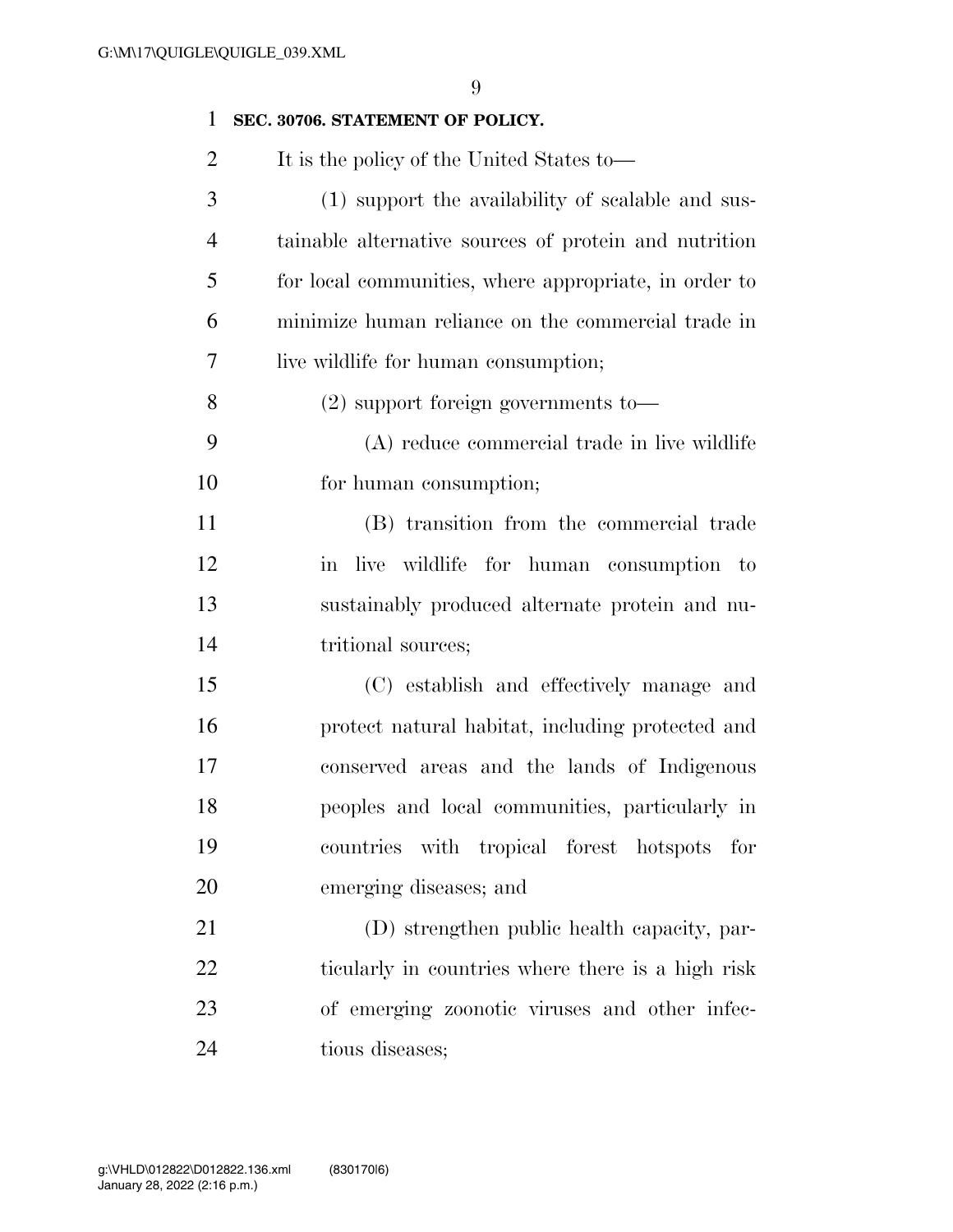**SEC. 30706. STATEMENT OF POLICY.**

It is the policy of the United States to—

(1) support the availability of scalable and sustainable alternative sources of protein and nutrition for local communities, where appropriate, in order to minimize human reliance on the commercial trade in live wildlife for human consumption;

(2) support foreign governments to—

(A) reduce commercial trade in live wildlife for human consumption;

(B) transition from the commercial trade in live wildlife for human consumption to sustainably produced alternate protein and nutritional sources;

(C) establish and effectively manage and protect natural habitat, including protected and conserved areas and the lands of Indigenous peoples and local communities, particularly in countries with tropical forest hotspots for emerging diseases; and

(D) strengthen public health capacity, particularly in countries where there is a high risk of emerging zoonotic viruses and other infectious diseases;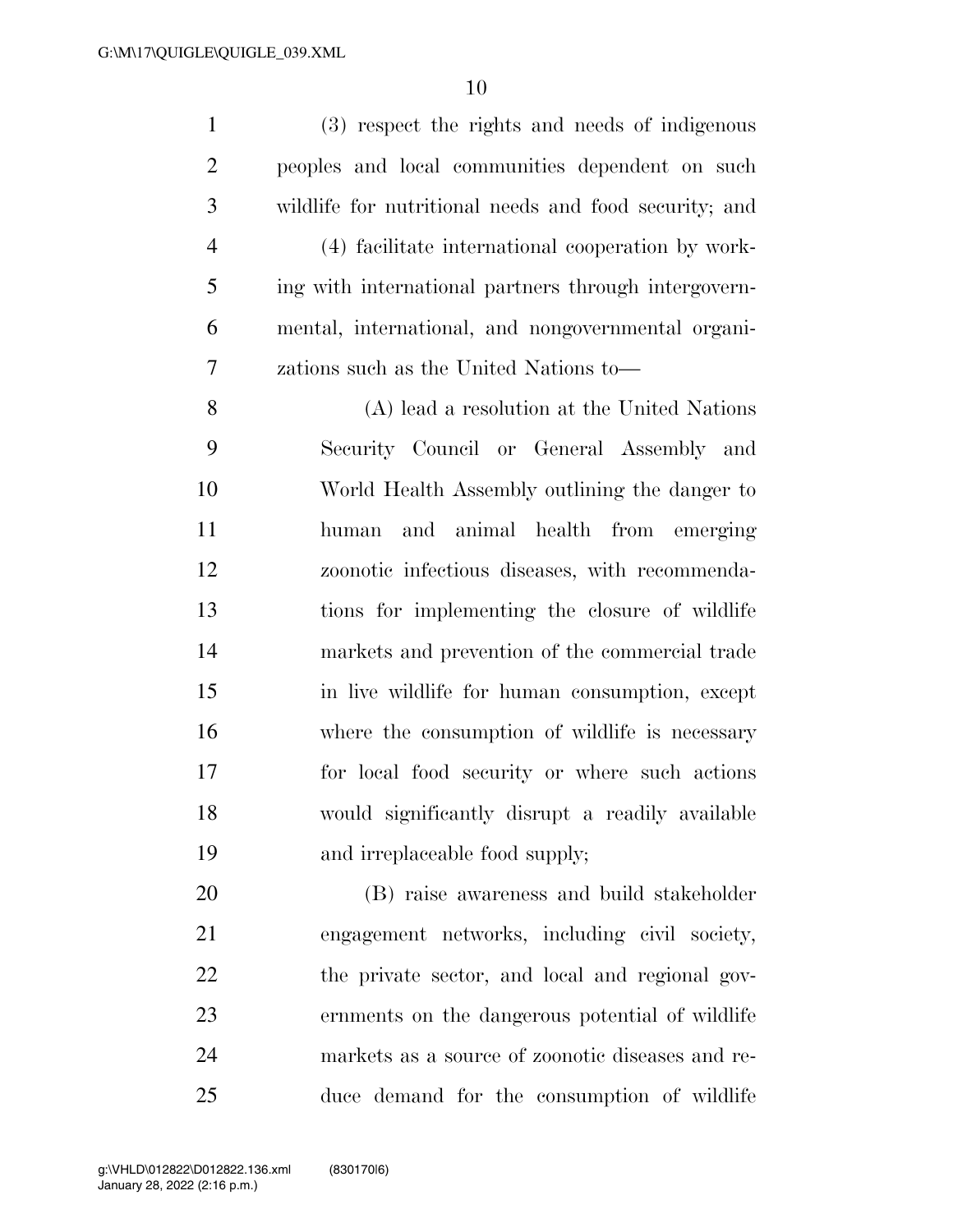(3) respect the rights and needs of indigenous peoples and local communities dependent on such wildlife for nutritional needs and food security; and

(4) facilitate international cooperation by working with international partners through intergovernmental, international, and nongovernmental organizations such as the United Nations to—

(A) lead a resolution at the United Nations Security Council or General Assembly and World Health Assembly outlining the danger to human and animal health from emerging zoonotic infectious diseases, with recommendations for implementing the closure of wildlife markets and prevention of the commercial trade in live wildlife for human consumption, except where the consumption of wildlife is necessary for local food security or where such actions would significantly disrupt a readily available and irreplaceable food supply;

(B) raise awareness and build stakeholder engagement networks, including civil society, the private sector, and local and regional governments on the dangerous potential of wildlife markets as a source of zoonotic diseases and reduce demand for the consumption of wildlife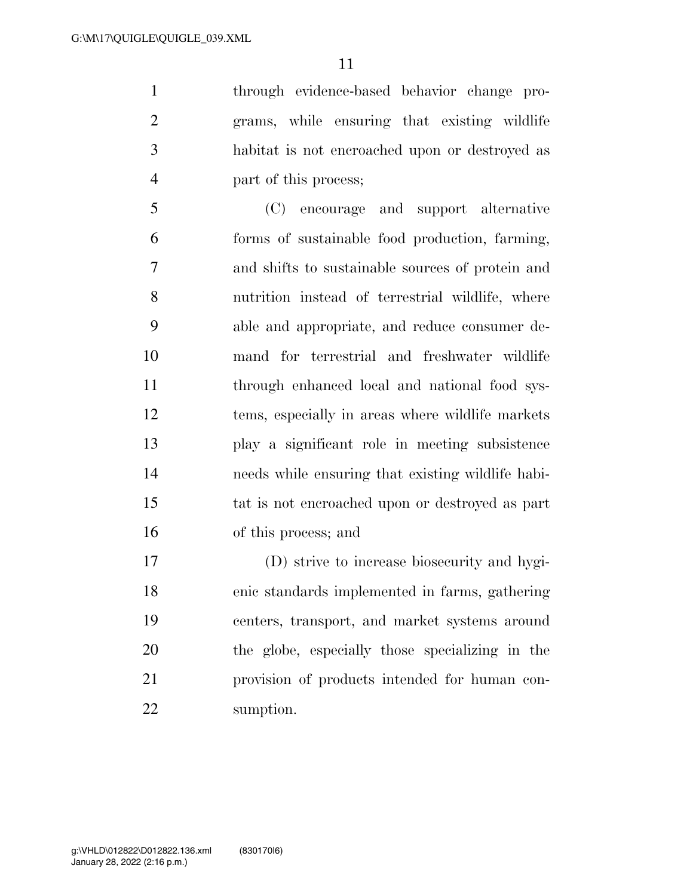through evidence-based behavior change programs, while ensuring that existing wildlife habitat is not encroached upon or destroyed as part of this process;

(C) encourage and support alternative forms of sustainable food production, farming, and shifts to sustainable sources of protein and nutrition instead of terrestrial wildlife, where able and appropriate, and reduce consumer demand for terrestrial and freshwater wildlife through enhanced local and national food systems, especially in areas where wildlife markets play a significant role in meeting subsistence needs while ensuring that existing wildlife habitat is not encroached upon or destroyed as part of this process; and

(D) strive to increase biosecurity and hygienic standards implemented in farms, gathering centers, transport, and market systems around the globe, especially those specializing in the provision of products intended for human consumption.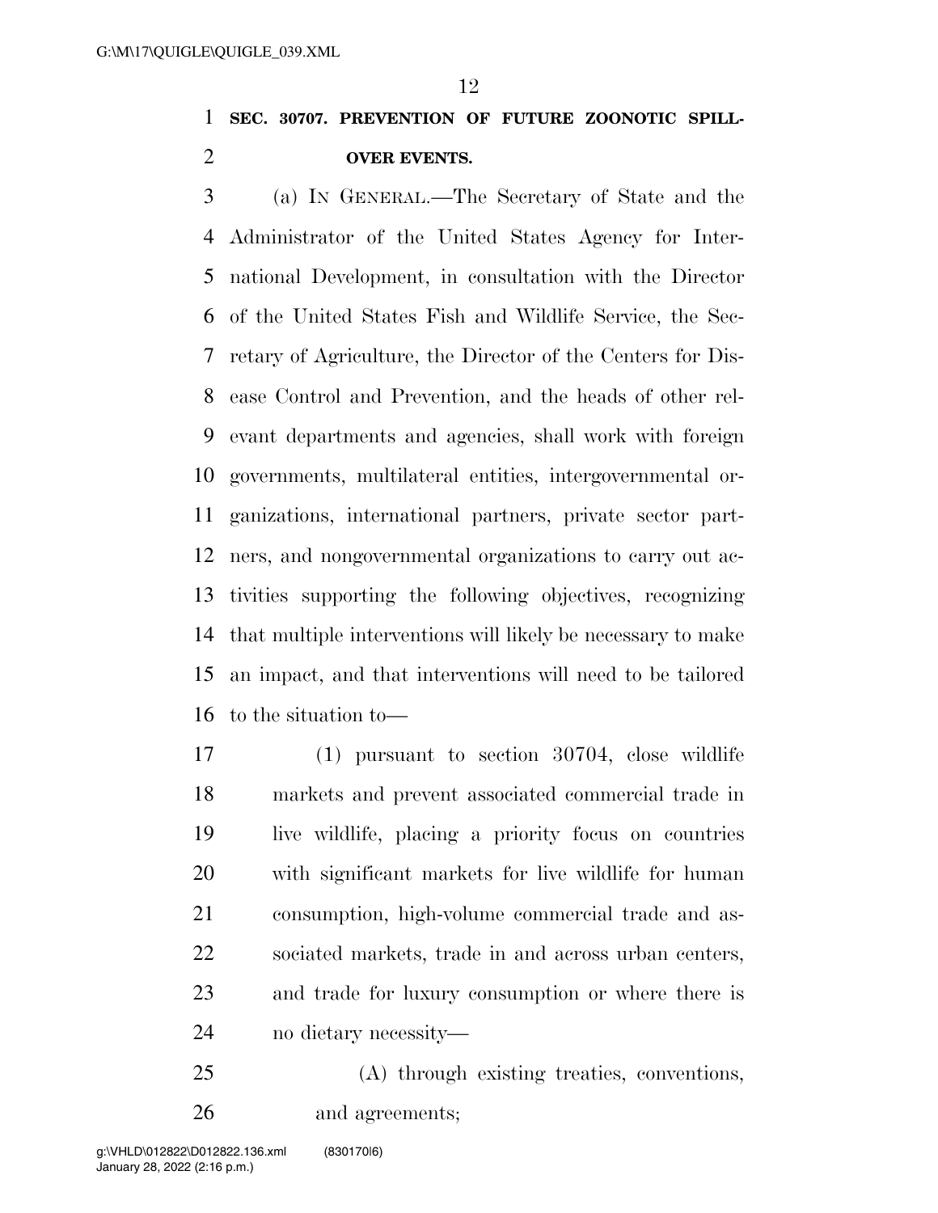**SEC. 30707. PREVENTION OF FUTURE ZOONOTIC SPILL-OVER EVENTS.**

(a) IN GENERAL.—The Secretary of State and the Administrator of the United States Agency for International Development, in consultation with the Director of the United States Fish and Wildlife Service, the Secretary of Agriculture, the Director of the Centers for Disease Control and Prevention, and the heads of other relevant departments and agencies, shall work with foreign governments, multilateral entities, intergovernmental organizations, international partners, private sector partners, and nongovernmental organizations to carry out activities supporting the following objectives, recognizing that multiple interventions will likely be necessary to make an impact, and that interventions will need to be tailored to the situation to—

(1) pursuant to section 30704, close wildlife markets and prevent associated commercial trade in live wildlife, placing a priority focus on countries with significant markets for live wildlife for human consumption, high-volume commercial trade and associated markets, trade in and across urban centers, and trade for luxury consumption or where there is no dietary necessity—

(A) through existing treaties, conventions, and agreements;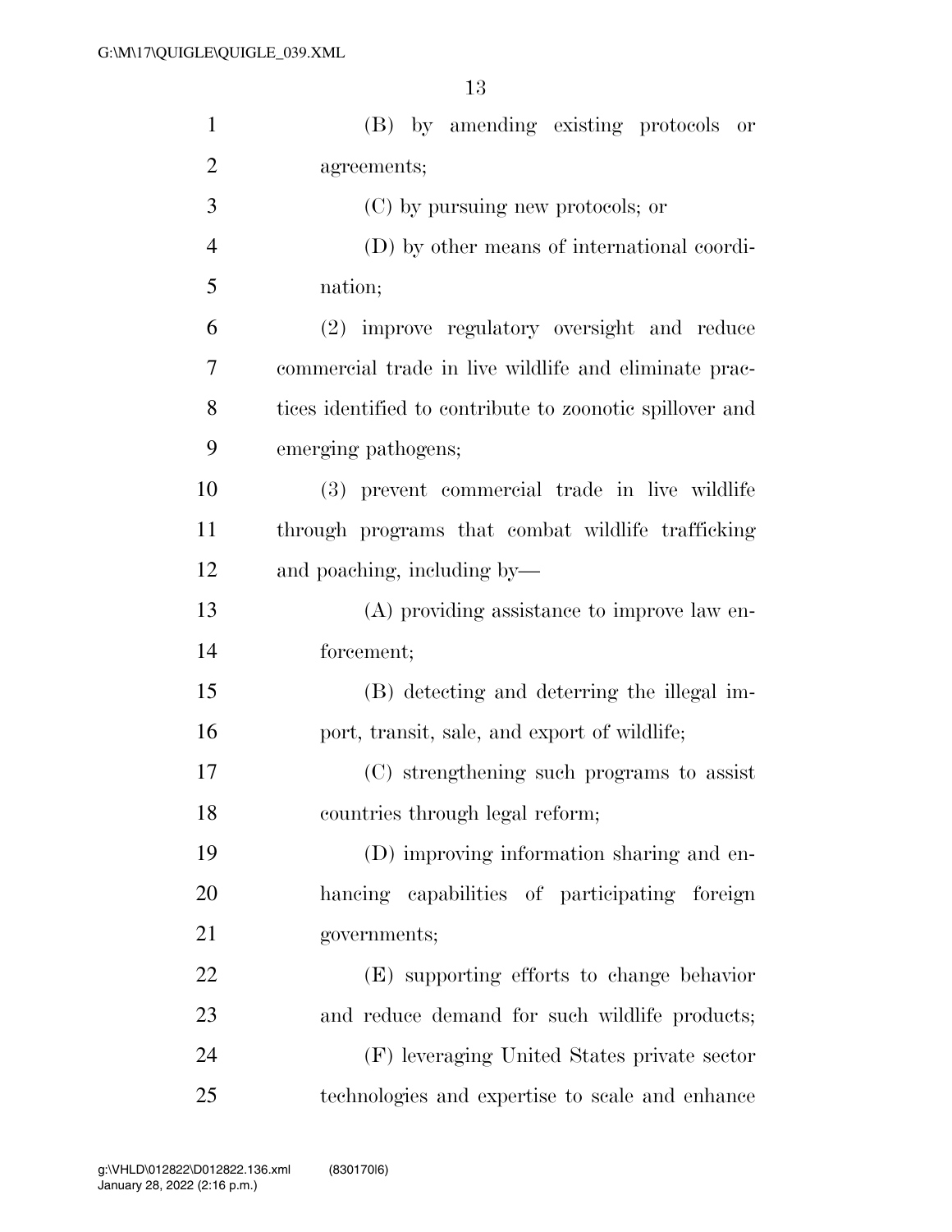(B) by amending existing protocols or agreements;

(C) by pursuing new protocols; or

(D) by other means of international coordination;

(2) improve regulatory oversight and reduce commercial trade in live wildlife and eliminate practices identified to contribute to zoonotic spillover and emerging pathogens;

(3) prevent commercial trade in live wildlife through programs that combat wildlife trafficking and poaching, including by—

(A) providing assistance to improve law enforcement;

(B) detecting and deterring the illegal import, transit, sale, and export of wildlife;

(C) strengthening such programs to assist countries through legal reform;

(D) improving information sharing and enhancing capabilities of participating foreign governments;

(E) supporting efforts to change behavior and reduce demand for such wildlife products;

(F) leveraging United States private sector technologies and expertise to scale and enhance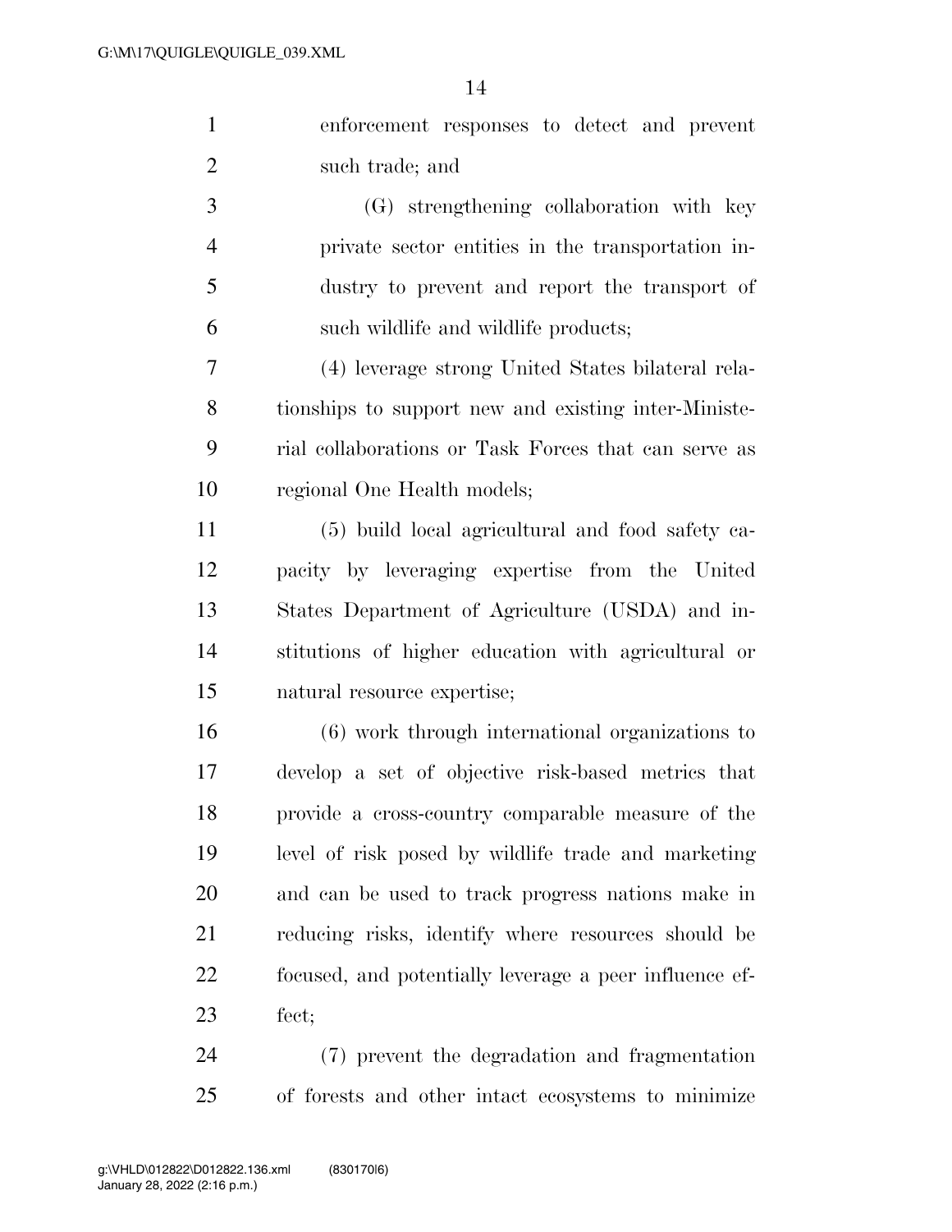enforcement responses to detect and prevent such trade; and

(G) strengthening collaboration with key private sector entities in the transportation industry to prevent and report the transport of such wildlife and wildlife products;

(4) leverage strong United States bilateral relationships to support new and existing inter-Ministerial collaborations or Task Forces that can serve as regional One Health models;

(5) build local agricultural and food safety capacity by leveraging expertise from the United States Department of Agriculture (USDA) and institutions of higher education with agricultural or natural resource expertise;

(6) work through international organizations to develop a set of objective risk-based metrics that provide a cross-country comparable measure of the level of risk posed by wildlife trade and marketing and can be used to track progress nations make in reducing risks, identify where resources should be focused, and potentially leverage a peer influence effect;

(7) prevent the degradation and fragmentation of forests and other intact ecosystems to minimize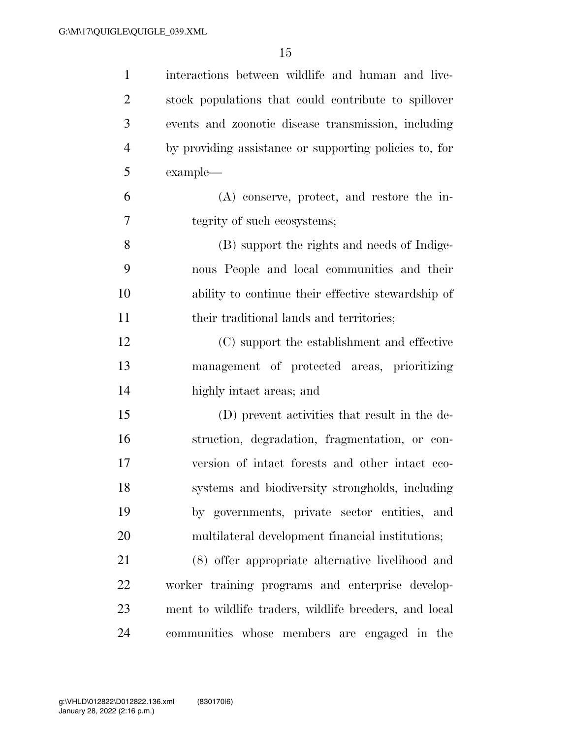interactions between wildlife and human and livestock populations that could contribute to spillover events and zoonotic disease transmission, including by providing assistance or supporting policies to, for example—

(A) conserve, protect, and restore the integrity of such ecosystems;

(B) support the rights and needs of Indigenous People and local communities and their ability to continue their effective stewardship of their traditional lands and territories;

(C) support the establishment and effective management of protected areas, prioritizing highly intact areas; and

(D) prevent activities that result in the destruction, degradation, fragmentation, or conversion of intact forests and other intact ecosystems and biodiversity strongholds, including by governments, private sector entities, and multilateral development financial institutions;

(8) offer appropriate alternative livelihood and worker training programs and enterprise development to wildlife traders, wildlife breeders, and local communities whose members are engaged in the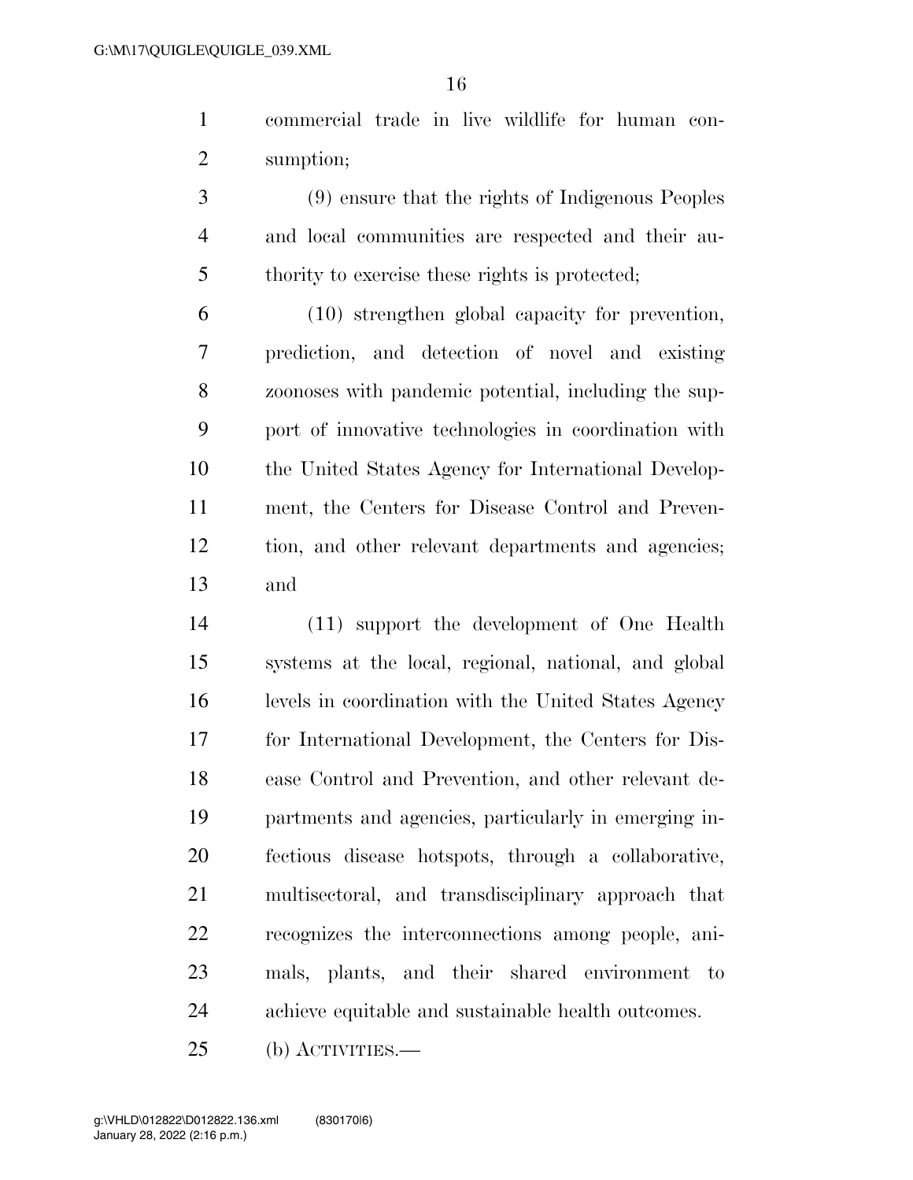commercial trade in live wildlife for human consumption;

(9) ensure that the rights of Indigenous Peoples and local communities are respected and their authority to exercise these rights is protected;

(10) strengthen global capacity for prevention, prediction, and detection of novel and existing zoonoses with pandemic potential, including the support of innovative technologies in coordination with the United States Agency for International Development, the Centers for Disease Control and Prevention, and other relevant departments and agencies; and

(11) support the development of One Health systems at the local, regional, national, and global levels in coordination with the United States Agency for International Development, the Centers for Disease Control and Prevention, and other relevant departments and agencies, particularly in emerging infectious disease hotspots, through a collaborative, multisectoral, and transdisciplinary approach that recognizes the interconnections among people, animals, plants, and their shared environment to achieve equitable and sustainable health outcomes.

(b) ACTIVITIES.—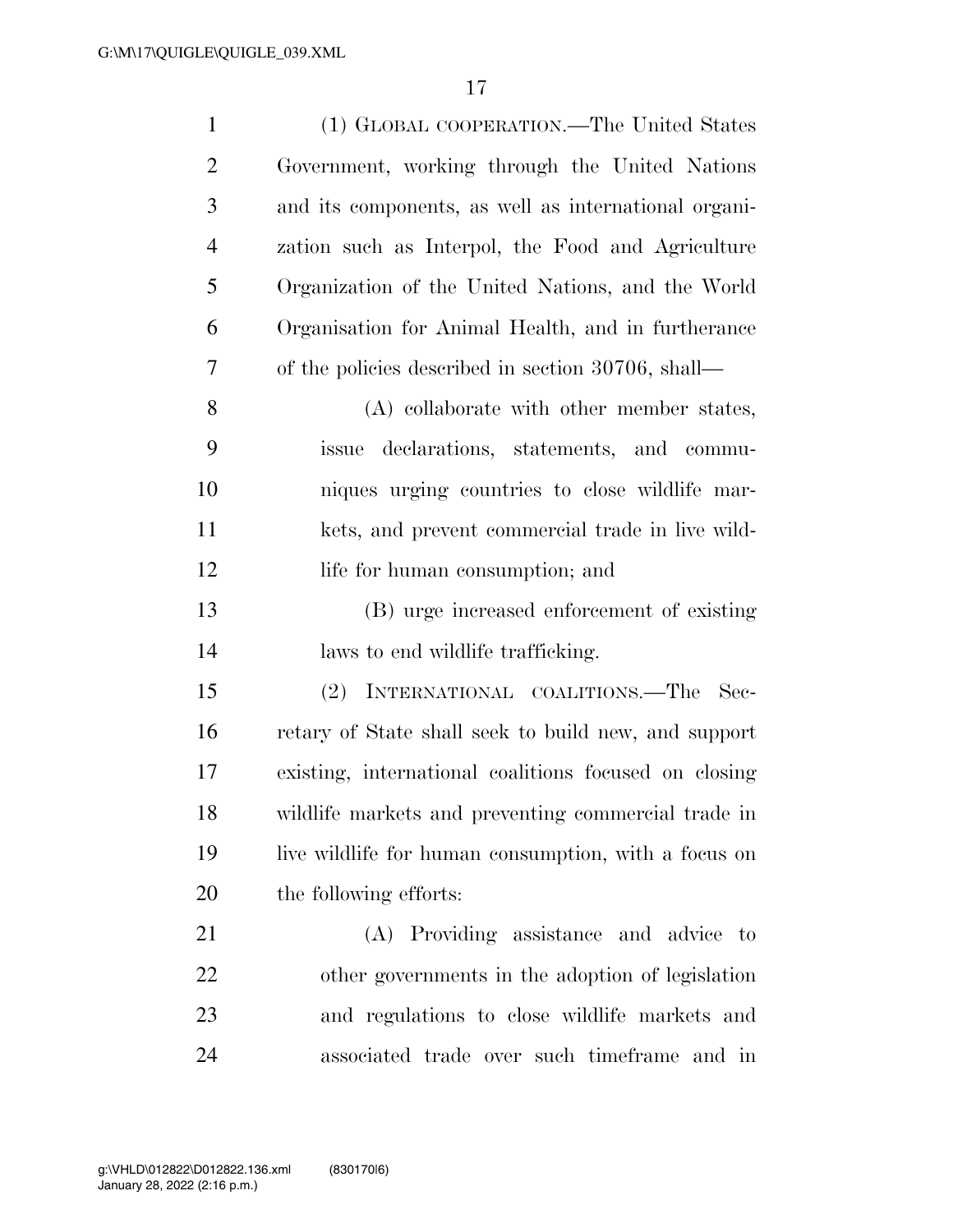(1) GLOBAL COOPERATION.—The United States Government, working through the United Nations and its components, as well as international organization such as Interpol, the Food and Agriculture Organization of the United Nations, and the World Organisation for Animal Health, and in furtherance of the policies described in section 30706, shall—

(A) collaborate with other member states, issue declarations, statements, and communiques urging countries to close wildlife markets, and prevent commercial trade in live wildlife for human consumption; and

(B) urge increased enforcement of existing laws to end wildlife trafficking.

(2) INTERNATIONAL COALITIONS.—The Secretary of State shall seek to build new, and support existing, international coalitions focused on closing wildlife markets and preventing commercial trade in live wildlife for human consumption, with a focus on the following efforts:

(A) Providing assistance and advice to other governments in the adoption of legislation and regulations to close wildlife markets and associated trade over such timeframe and in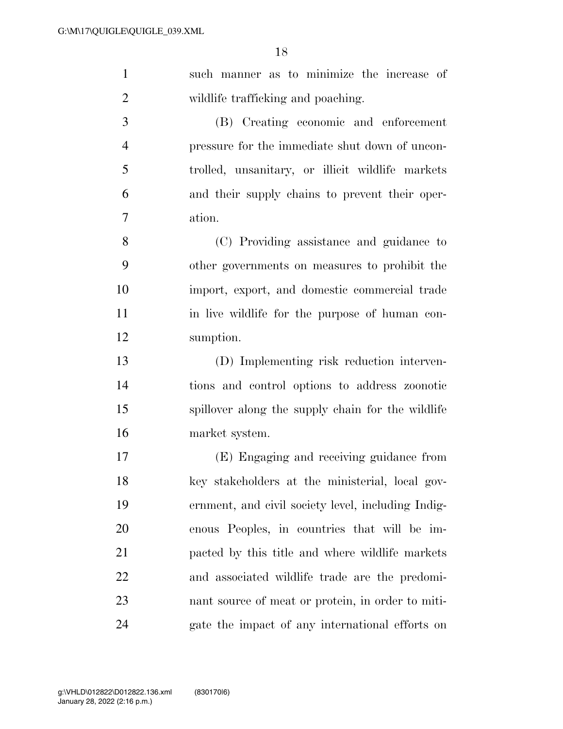such manner as to minimize the increase of wildlife trafficking and poaching.

(B) Creating economic and enforcement pressure for the immediate shut down of uncontrolled, unsanitary, or illicit wildlife markets and their supply chains to prevent their operation.

(C) Providing assistance and guidance to other governments on measures to prohibit the import, export, and domestic commercial trade in live wildlife for the purpose of human consumption.

(D) Implementing risk reduction interventions and control options to address zoonotic spillover along the supply chain for the wildlife market system.

(E) Engaging and receiving guidance from key stakeholders at the ministerial, local government, and civil society level, including Indigenous Peoples, in countries that will be impacted by this title and where wildlife markets and associated wildlife trade are the predominant source of meat or protein, in order to mitigate the impact of any international efforts on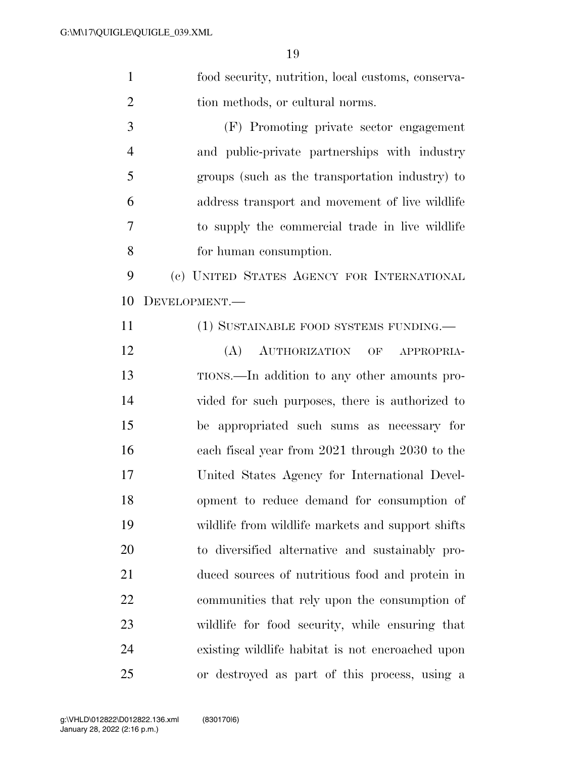food security, nutrition, local customs, conservation methods, or cultural norms.

(F) Promoting private sector engagement and public-private partnerships with industry groups (such as the transportation industry) to address transport and movement of live wildlife to supply the commercial trade in live wildlife for human consumption.

(c) UNITED STATES AGENCY FOR INTERNATIONAL DEVELOPMENT.—

(1) SUSTAINABLE FOOD SYSTEMS FUNDING.—

(A) AUTHORIZATION OF APPROPRIATIONS.—In addition to any other amounts provided for such purposes, there is authorized to be appropriated such sums as necessary for each fiscal year from 2021 through 2030 to the United States Agency for International Development to reduce demand for consumption of wildlife from wildlife markets and support shifts to diversified alternative and sustainably produced sources of nutritious food and protein in communities that rely upon the consumption of wildlife for food security, while ensuring that existing wildlife habitat is not encroached upon or destroyed as part of this process, using a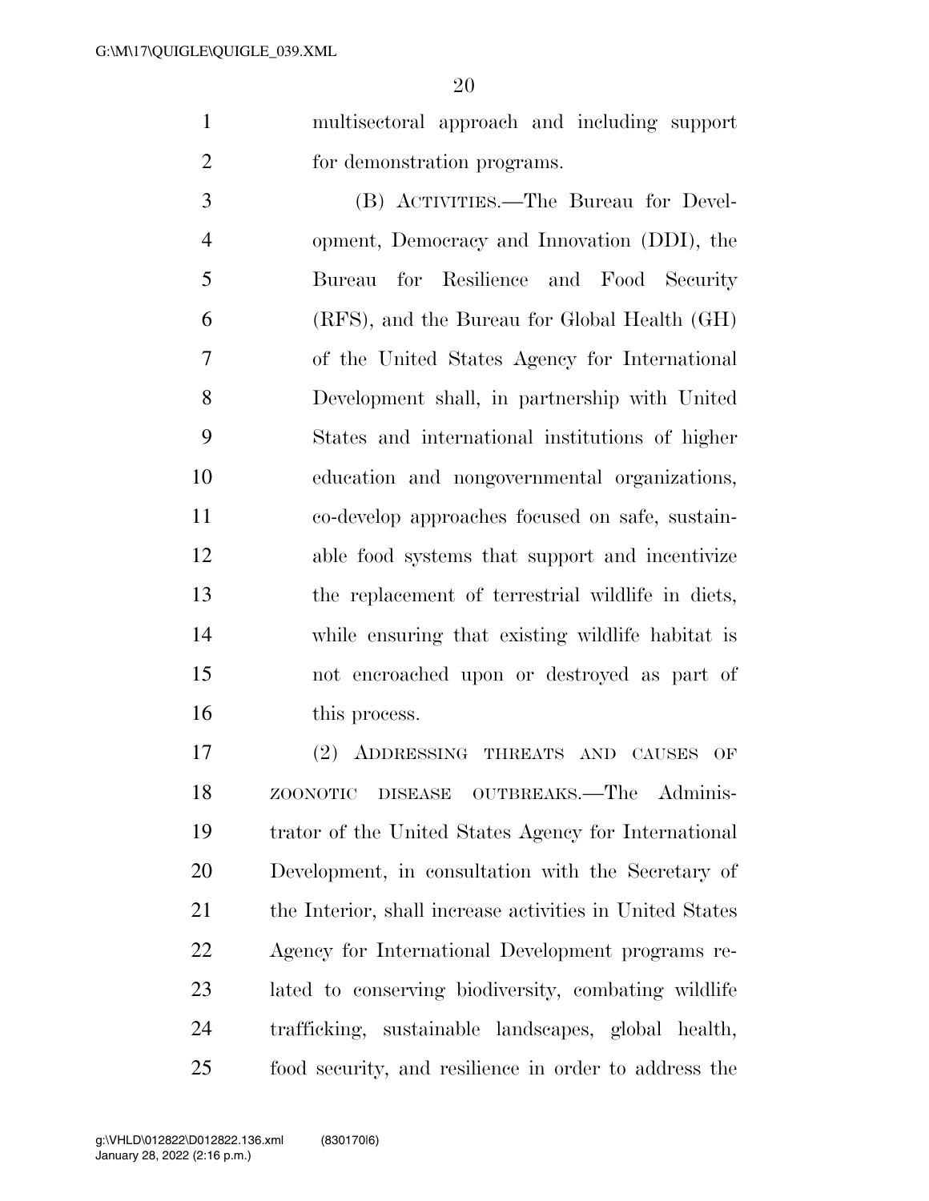multisectoral approach and including support for demonstration programs.

(B) ACTIVITIES.—The Bureau for Development, Democracy and Innovation (DDI), the Bureau for Resilience and Food Security (RFS), and the Bureau for Global Health (GH) of the United States Agency for International Development shall, in partnership with United States and international institutions of higher education and nongovernmental organizations, co-develop approaches focused on safe, sustainable food systems that support and incentivize the replacement of terrestrial wildlife in diets, while ensuring that existing wildlife habitat is not encroached upon or destroyed as part of this process.

(2) ADDRESSING THREATS AND CAUSES OF ZOONOTIC DISEASE OUTBREAKS.—The Administrator of the United States Agency for International Development, in consultation with the Secretary of the Interior, shall increase activities in United States Agency for International Development programs related to conserving biodiversity, combating wildlife trafficking, sustainable landscapes, global health, food security, and resilience in order to address the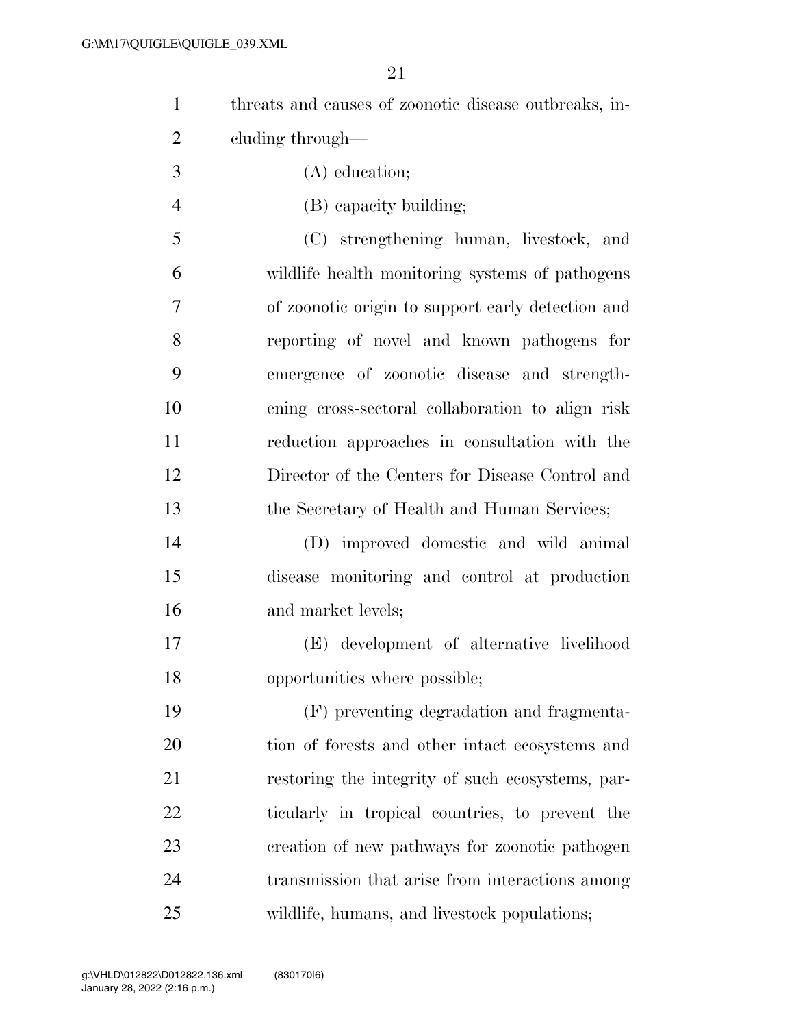threats and causes of zoonotic disease outbreaks, including through—

(A) education;

(B) capacity building;

(C) strengthening human, livestock, and wildlife health monitoring systems of pathogens of zoonotic origin to support early detection and reporting of novel and known pathogens for emergence of zoonotic disease and strengthening cross-sectoral collaboration to align risk reduction approaches in consultation with the Director of the Centers for Disease Control and the Secretary of Health and Human Services;

(D) improved domestic and wild animal disease monitoring and control at production and market levels;

(E) development of alternative livelihood opportunities where possible;

(F) preventing degradation and fragmentation of forests and other intact ecosystems and restoring the integrity of such ecosystems, particularly in tropical countries, to prevent the creation of new pathways for zoonotic pathogen transmission that arise from interactions among wildlife, humans, and livestock populations;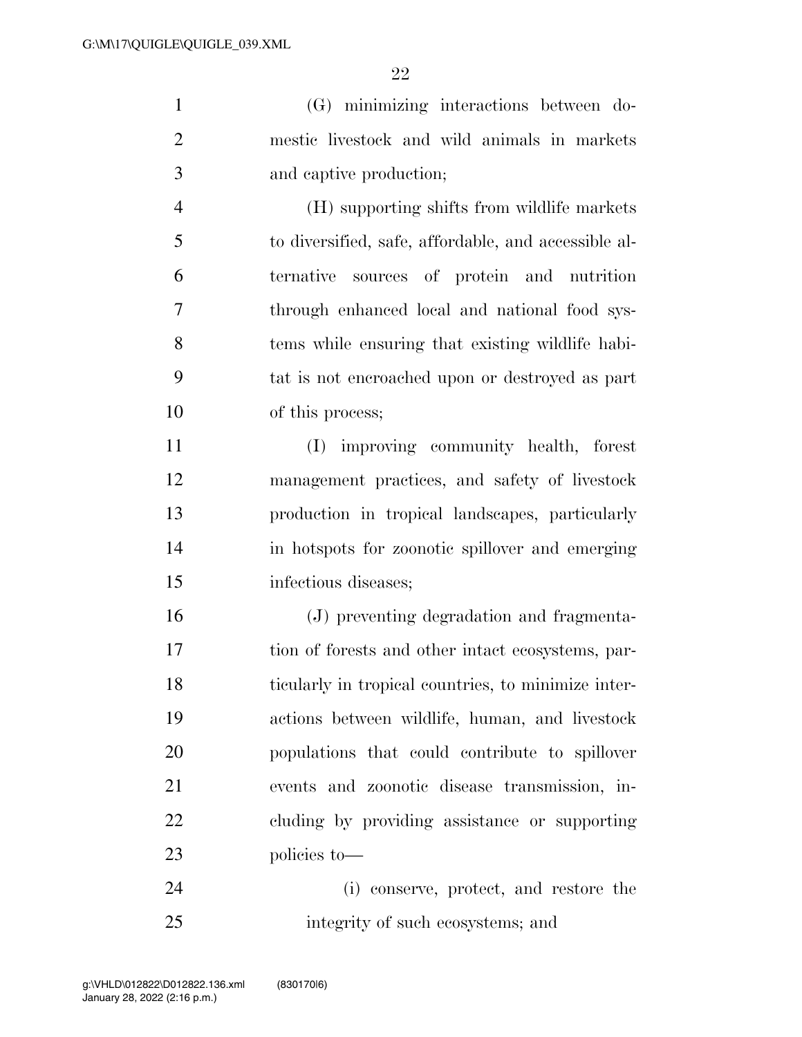(G) minimizing interactions between domestic livestock and wild animals in markets and captive production;

(H) supporting shifts from wildlife markets to diversified, safe, affordable, and accessible alternative sources of protein and nutrition through enhanced local and national food systems while ensuring that existing wildlife habitat is not encroached upon or destroyed as part of this process;

(I) improving community health, forest management practices, and safety of livestock production in tropical landscapes, particularly in hotspots for zoonotic spillover and emerging infectious diseases;

(J) preventing degradation and fragmentation of forests and other intact ecosystems, particularly in tropical countries, to minimize interactions between wildlife, human, and livestock populations that could contribute to spillover events and zoonotic disease transmission, including by providing assistance or supporting policies to—

(i) conserve, protect, and restore the integrity of such ecosystems; and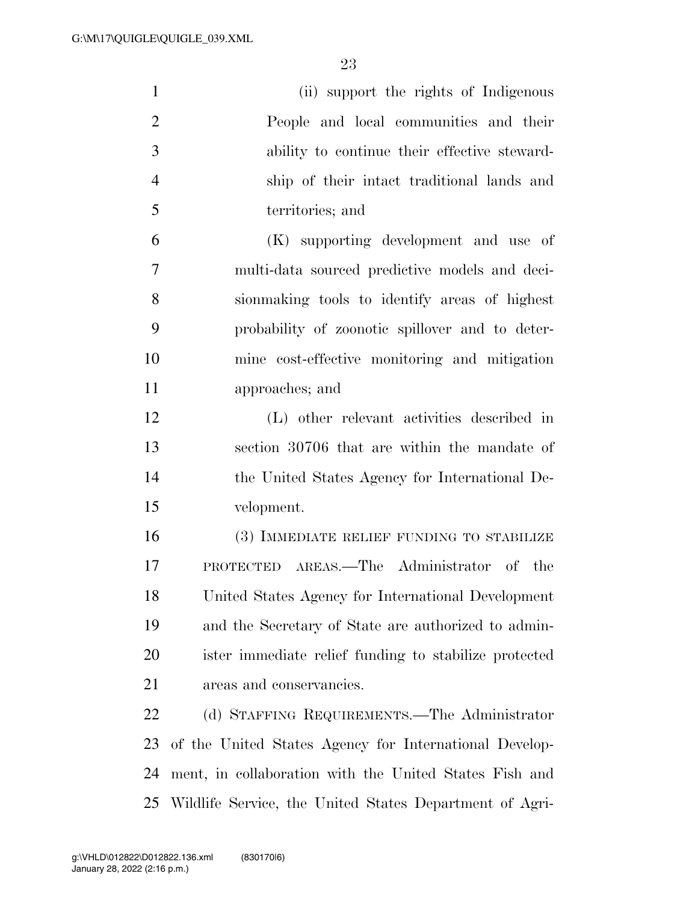(ii) support the rights of Indigenous People and local communities and their ability to continue their effective stewardship of their intact traditional lands and territories; and

(K) supporting development and use of multi-data sourced predictive models and decisionmaking tools to identify areas of highest probability of zoonotic spillover and to determine cost-effective monitoring and mitigation approaches; and

(L) other relevant activities described in section 30706 that are within the mandate of the United States Agency for International Development.

(3) IMMEDIATE RELIEF FUNDING TO STABILIZE PROTECTED AREAS.—The Administrator of the United States Agency for International Development and the Secretary of State are authorized to administer immediate relief funding to stabilize protected areas and conservancies.

(d) STAFFING REQUIREMENTS.—The Administrator of the United States Agency for International Development, in collaboration with the United States Fish and Wildlife Service, the United States Department of Agri-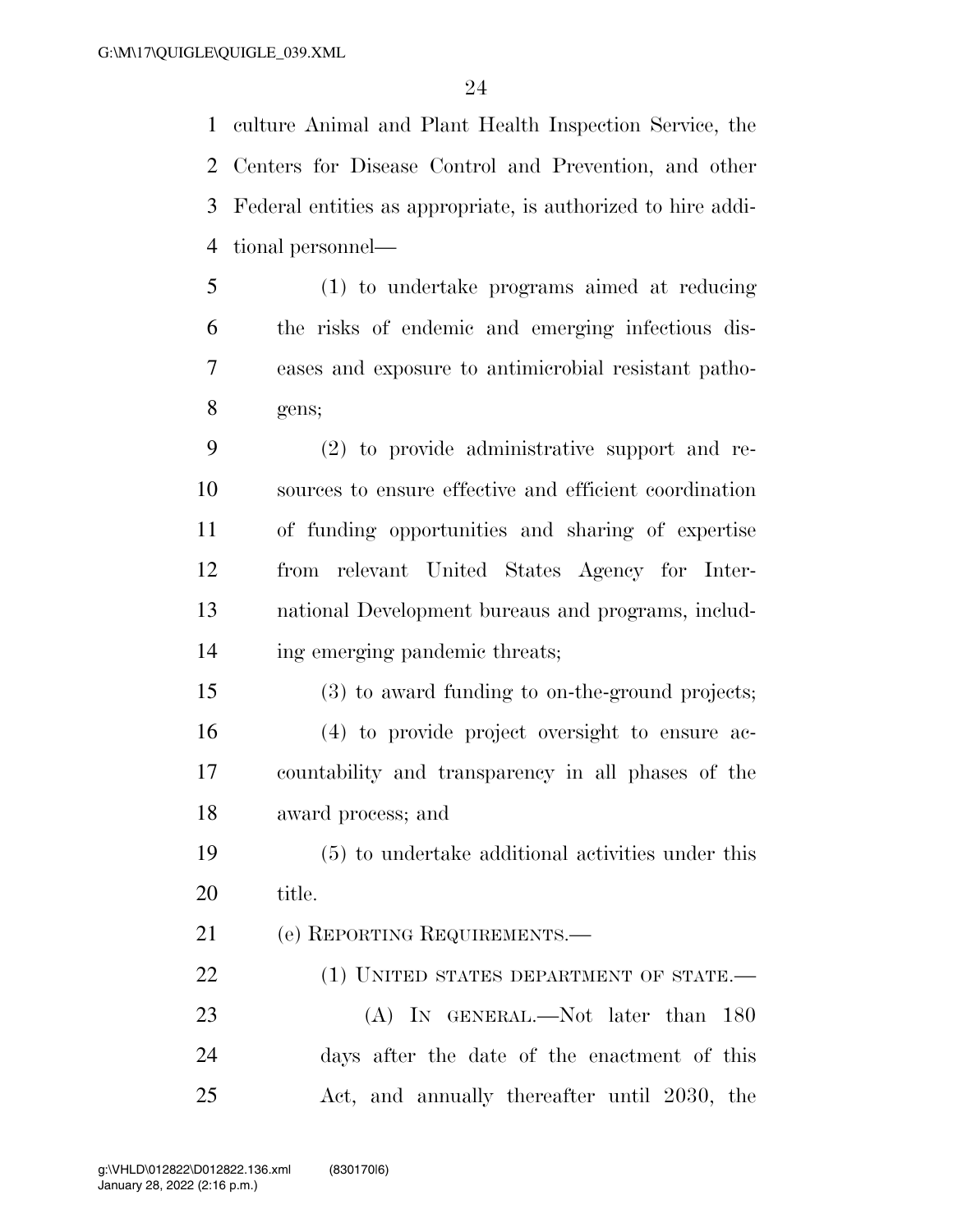culture Animal and Plant Health Inspection Service, the Centers for Disease Control and Prevention, and other Federal entities as appropriate, is authorized to hire additional personnel—

(1) to undertake programs aimed at reducing the risks of endemic and emerging infectious diseases and exposure to antimicrobial resistant pathogens;

(2) to provide administrative support and resources to ensure effective and efficient coordination of funding opportunities and sharing of expertise from relevant United States Agency for International Development bureaus and programs, including emerging pandemic threats;

(3) to award funding to on-the-ground projects;

(4) to provide project oversight to ensure accountability and transparency in all phases of the award process; and

(5) to undertake additional activities under this title.

(e) REPORTING REQUIREMENTS.—

(1) UNITED STATES DEPARTMENT OF STATE.—

(A) IN GENERAL.—Not later than 180 days after the date of the enactment of this Act, and annually thereafter until 2030, the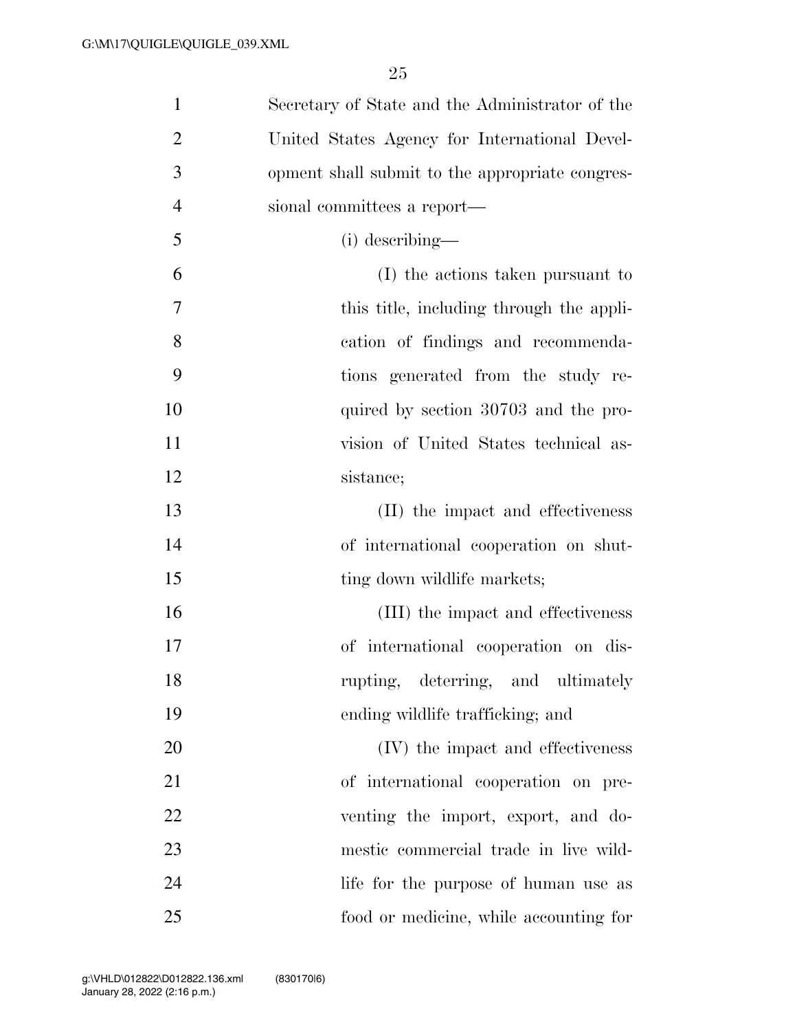Secretary of State and the Administrator of the United States Agency for International Development shall submit to the appropriate congressional committees a report—

(i) describing—

(I) the actions taken pursuant to this title, including through the application of findings and recommendations generated from the study required by section 30703 and the provision of United States technical assistance;

(II) the impact and effectiveness of international cooperation on shutting down wildlife markets;

(III) the impact and effectiveness of international cooperation on disrupting, deterring, and ultimately ending wildlife trafficking; and

(IV) the impact and effectiveness of international cooperation on preventing the import, export, and domestic commercial trade in live wildlife for the purpose of human use as food or medicine, while accounting for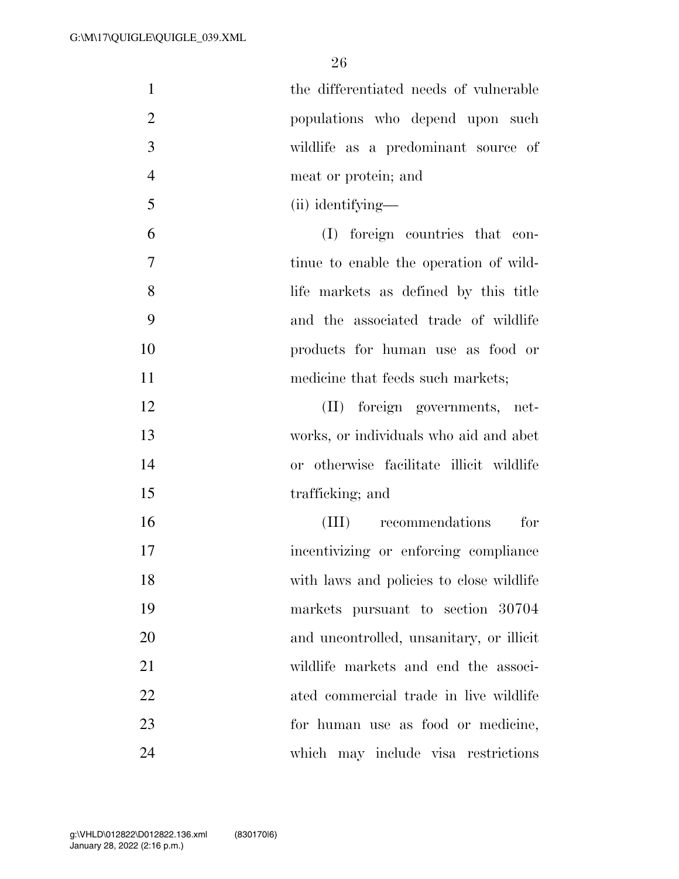the differentiated needs of vulnerable populations who depend upon such wildlife as a predominant source of meat or protein; and

(ii) identifying—

(I) foreign countries that continue to enable the operation of wildlife markets as defined by this title and the associated trade of wildlife products for human use as food or medicine that feeds such markets;

(II) foreign governments, networks, or individuals who aid and abet or otherwise facilitate illicit wildlife trafficking; and

(III) recommendations for incentivizing or enforcing compliance with laws and policies to close wildlife markets pursuant to section 30704 and uncontrolled, unsanitary, or illicit wildlife markets and end the associated commercial trade in live wildlife for human use as food or medicine, which may include visa restrictions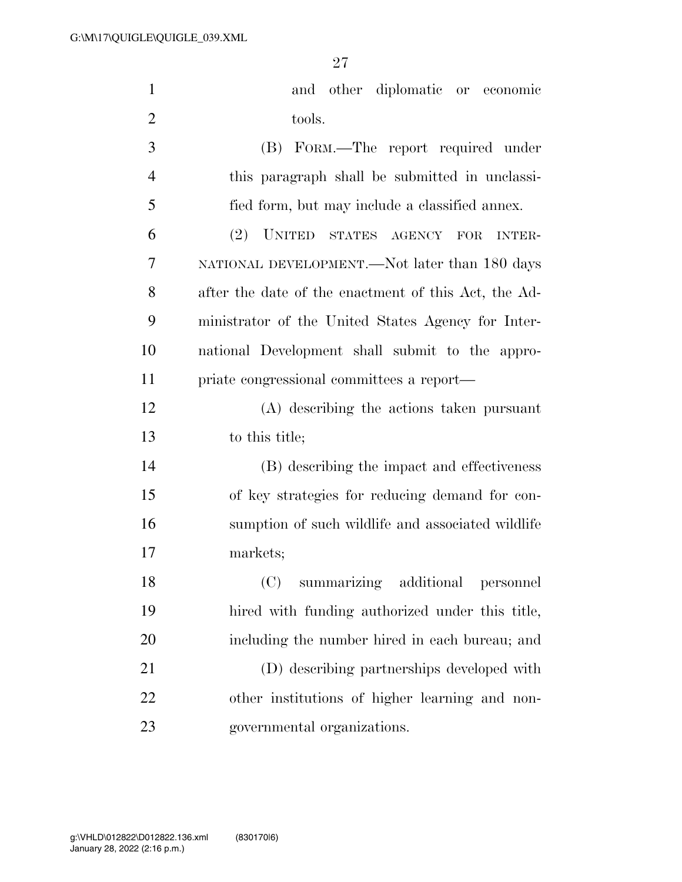and other diplomatic or economic tools.

(B) FORM.—The report required under this paragraph shall be submitted in unclassified form, but may include a classified annex.

(2) UNITED STATES AGENCY FOR INTERNATIONAL DEVELOPMENT.—Not later than 180 days after the date of the enactment of this Act, the Administrator of the United States Agency for International Development shall submit to the appropriate congressional committees a report—

(A) describing the actions taken pursuant to this title;

(B) describing the impact and effectiveness of key strategies for reducing demand for consumption of such wildlife and associated wildlife markets;

(C) summarizing additional personnel hired with funding authorized under this title, including the number hired in each bureau; and

(D) describing partnerships developed with other institutions of higher learning and nongovernmental organizations.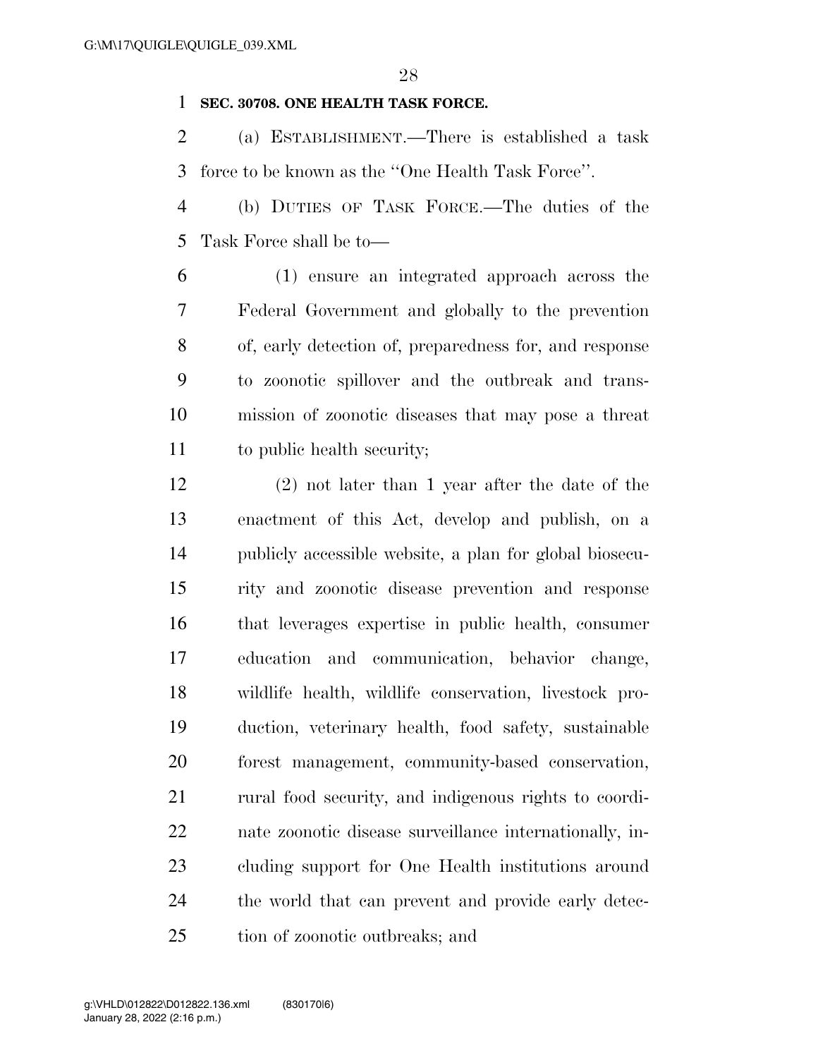**SEC. 30708. ONE HEALTH TASK FORCE.**

(a) ESTABLISHMENT.—There is established a task force to be known as the ''One Health Task Force''.

(b) DUTIES OF TASK FORCE.—The duties of the Task Force shall be to—

(1) ensure an integrated approach across the Federal Government and globally to the prevention of, early detection of, preparedness for, and response to zoonotic spillover and the outbreak and transmission of zoonotic diseases that may pose a threat to public health security;

(2) not later than 1 year after the date of the enactment of this Act, develop and publish, on a publicly accessible website, a plan for global biosecurity and zoonotic disease prevention and response that leverages expertise in public health, consumer education and communication, behavior change, wildlife health, wildlife conservation, livestock production, veterinary health, food safety, sustainable forest management, community-based conservation, rural food security, and indigenous rights to coordinate zoonotic disease surveillance internationally, including support for One Health institutions around the world that can prevent and provide early detection of zoonotic outbreaks; and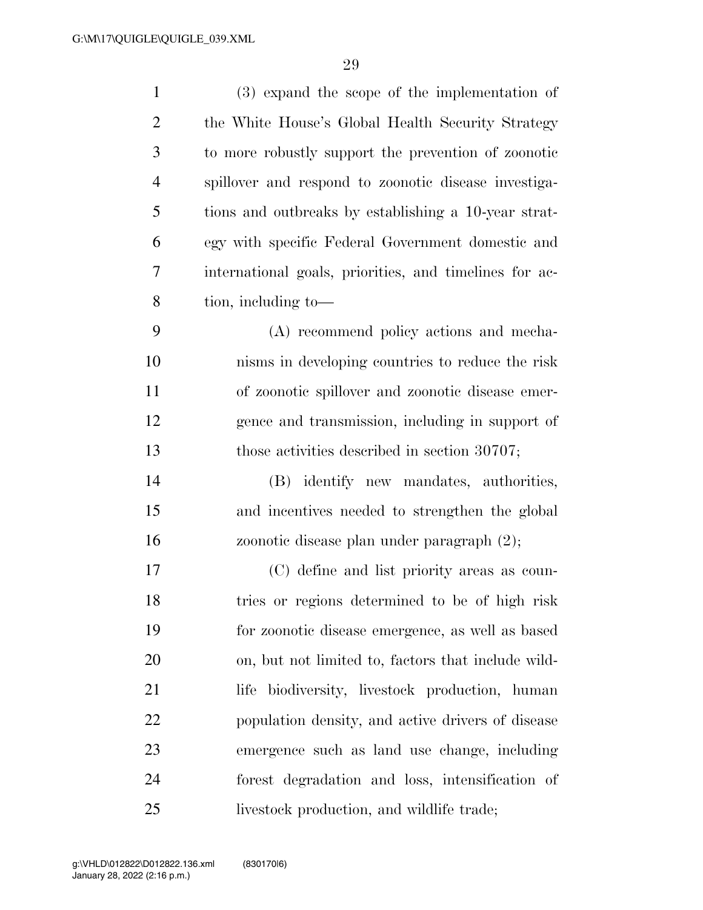(3) expand the scope of the implementation of the White House's Global Health Security Strategy to more robustly support the prevention of zoonotic spillover and respond to zoonotic disease investigations and outbreaks by establishing a 10-year strategy with specific Federal Government domestic and international goals, priorities, and timelines for action, including to—

(A) recommend policy actions and mechanisms in developing countries to reduce the risk of zoonotic spillover and zoonotic disease emergence and transmission, including in support of those activities described in section 30707;

(B) identify new mandates, authorities, and incentives needed to strengthen the global zoonotic disease plan under paragraph (2);

(C) define and list priority areas as countries or regions determined to be of high risk for zoonotic disease emergence, as well as based on, but not limited to, factors that include wildlife biodiversity, livestock production, human population density, and active drivers of disease emergence such as land use change, including forest degradation and loss, intensification of livestock production, and wildlife trade;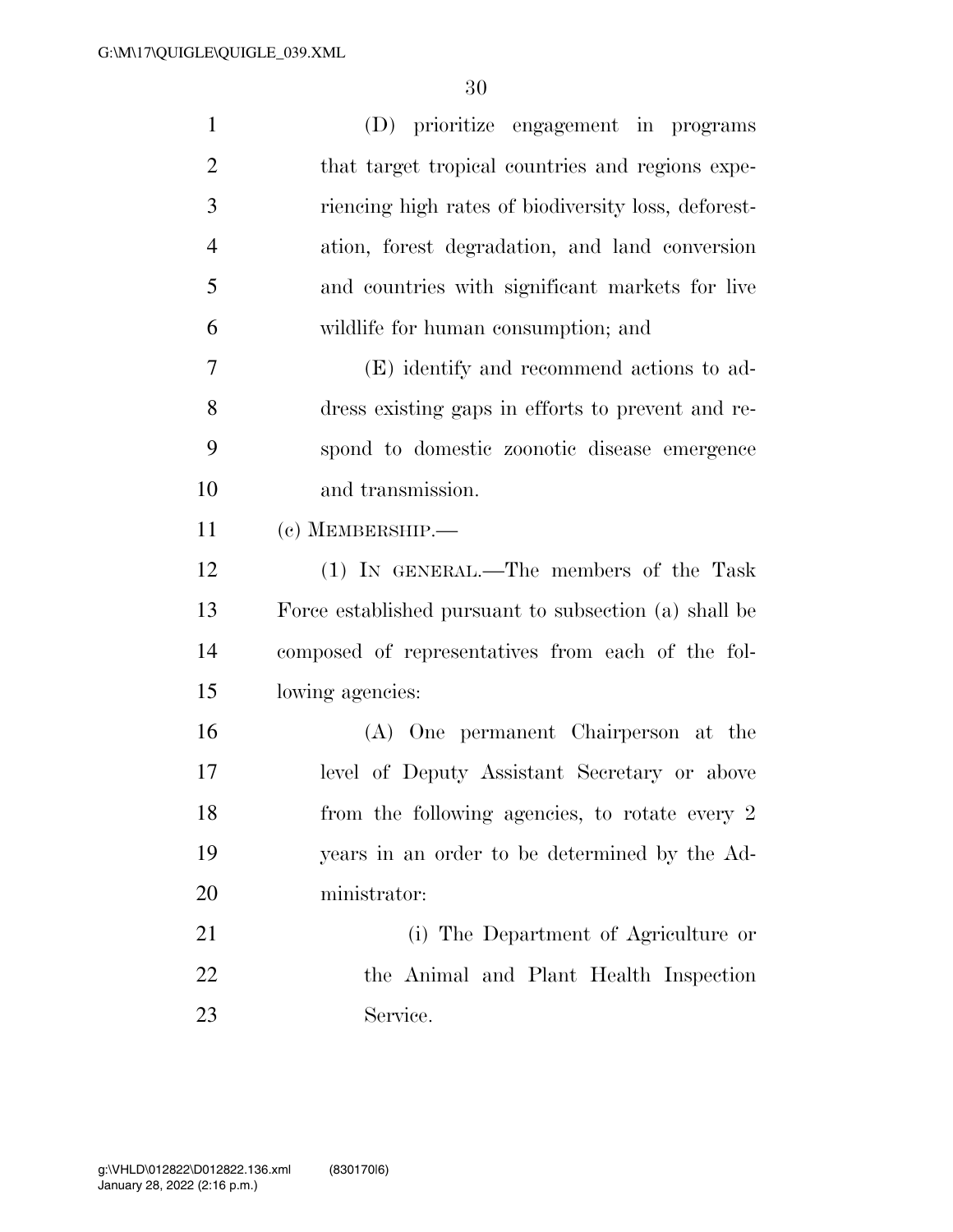(D) prioritize engagement in programs that target tropical countries and regions experiencing high rates of biodiversity loss, deforestation, forest degradation, and land conversion and countries with significant markets for live wildlife for human consumption; and

(E) identify and recommend actions to address existing gaps in efforts to prevent and respond to domestic zoonotic disease emergence and transmission.

(c) MEMBERSHIP.—

(1) IN GENERAL.—The members of the Task Force established pursuant to subsection (a) shall be composed of representatives from each of the following agencies:

(A) One permanent Chairperson at the level of Deputy Assistant Secretary or above from the following agencies, to rotate every 2 years in an order to be determined by the Administrator:

(i) The Department of Agriculture or the Animal and Plant Health Inspection Service.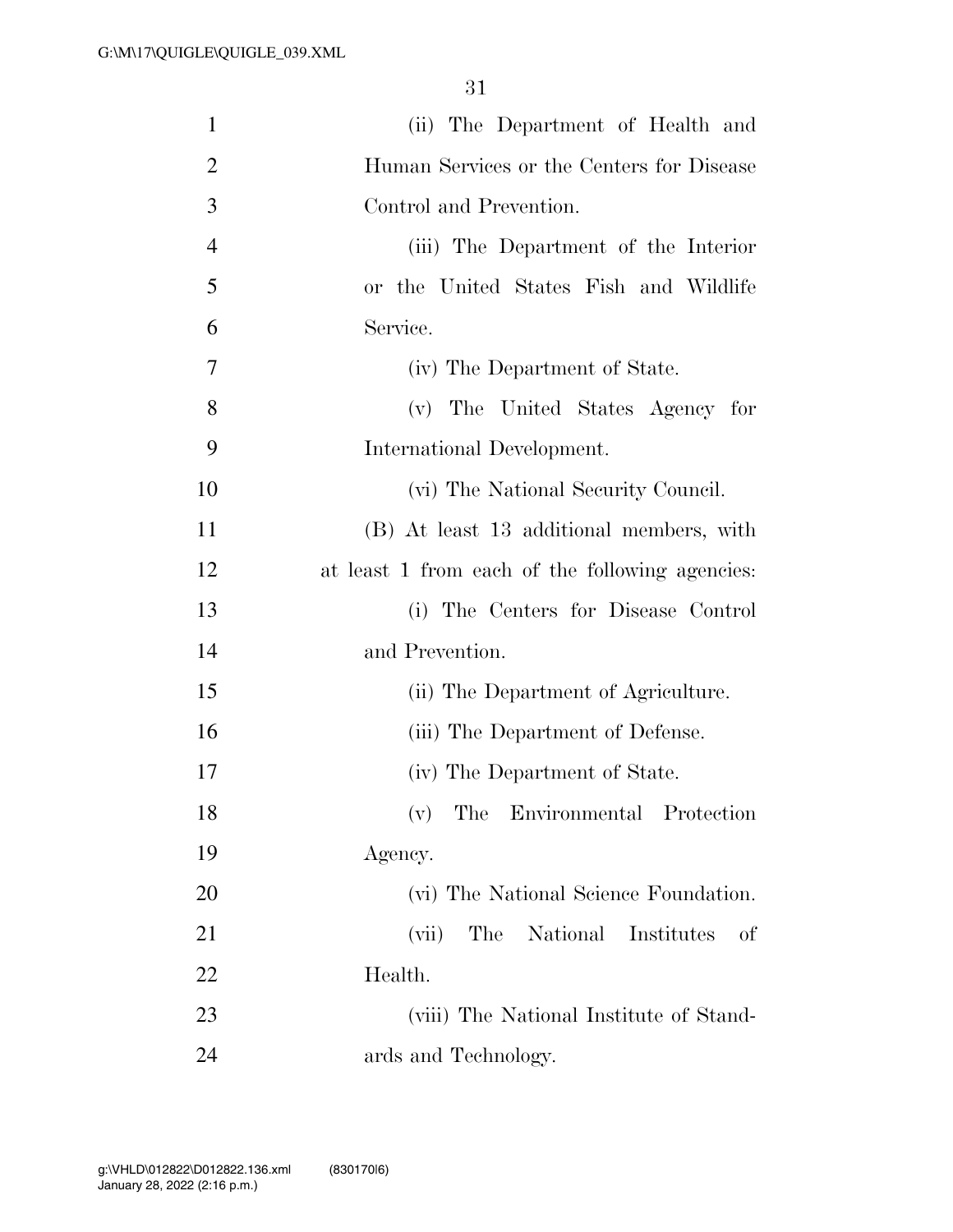(ii) The Department of Health and Human Services or the Centers for Disease Control and Prevention.

(iii) The Department of the Interior or the United States Fish and Wildlife Service.

(iv) The Department of State.

(v) The United States Agency for International Development.

(vi) The National Security Council.

(B) At least 13 additional members, with at least 1 from each of the following agencies:

(i) The Centers for Disease Control and Prevention.

(ii) The Department of Agriculture.

(iii) The Department of Defense.

(iv) The Department of State.

(v) The Environmental Protection Agency.

(vi) The National Science Foundation.

(vii) The National Institutes of Health.

(viii) The National Institute of Standards and Technology.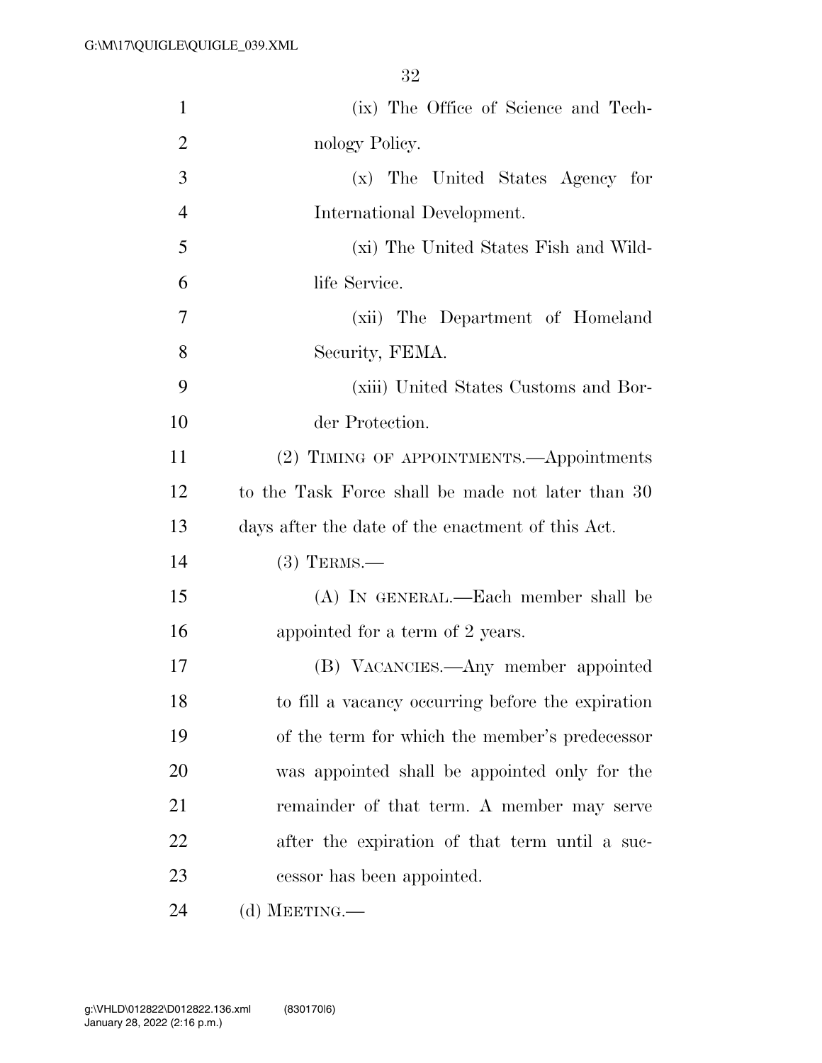(ix) The Office of Science and Technology Policy.

(x) The United States Agency for International Development.

(xi) The United States Fish and Wildlife Service.

(xii) The Department of Homeland Security, FEMA.

(xiii) United States Customs and Border Protection.

(2) TIMING OF APPOINTMENTS.—Appointments to the Task Force shall be made not later than 30 days after the date of the enactment of this Act.

(3) TERMS.—

(A) IN GENERAL.—Each member shall be appointed for a term of 2 years.

(B) VACANCIES.—Any member appointed to fill a vacancy occurring before the expiration of the term for which the member's predecessor was appointed shall be appointed only for the remainder of that term. A member may serve after the expiration of that term until a successor has been appointed.

(d) MEETING.—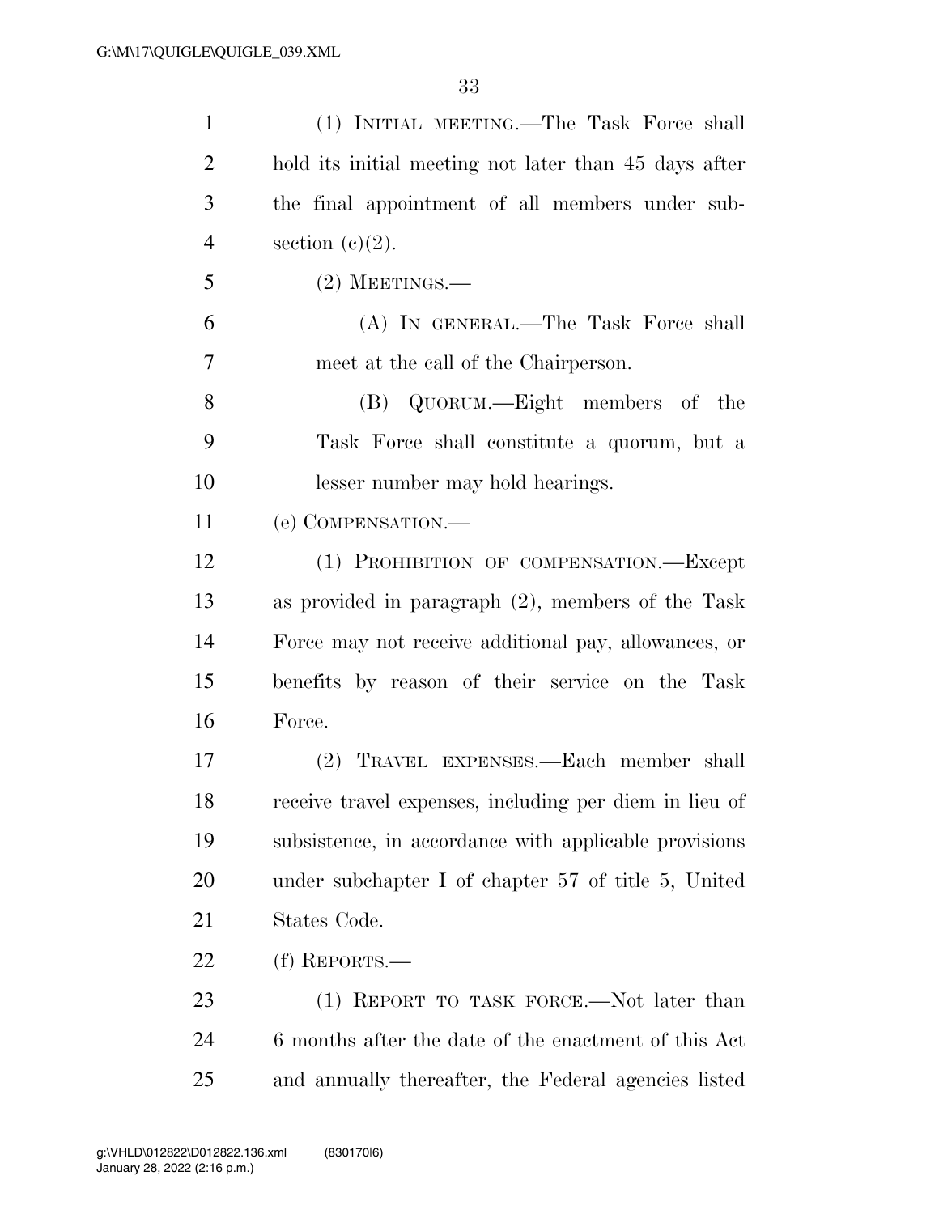(1) INITIAL MEETING.—The Task Force shall hold its initial meeting not later than 45 days after the final appointment of all members under subsection (c)(2).

(2) MEETINGS.—

(A) IN GENERAL.—The Task Force shall meet at the call of the Chairperson.

(B) QUORUM.—Eight members of the Task Force shall constitute a quorum, but a lesser number may hold hearings.

(e) COMPENSATION.—

(1) PROHIBITION OF COMPENSATION.—Except as provided in paragraph (2), members of the Task Force may not receive additional pay, allowances, or benefits by reason of their service on the Task Force.

(2) TRAVEL EXPENSES.—Each member shall receive travel expenses, including per diem in lieu of subsistence, in accordance with applicable provisions under subchapter I of chapter 57 of title 5, United States Code.

(f) REPORTS.—

(1) REPORT TO TASK FORCE.—Not later than 6 months after the date of the enactment of this Act and annually thereafter, the Federal agencies listed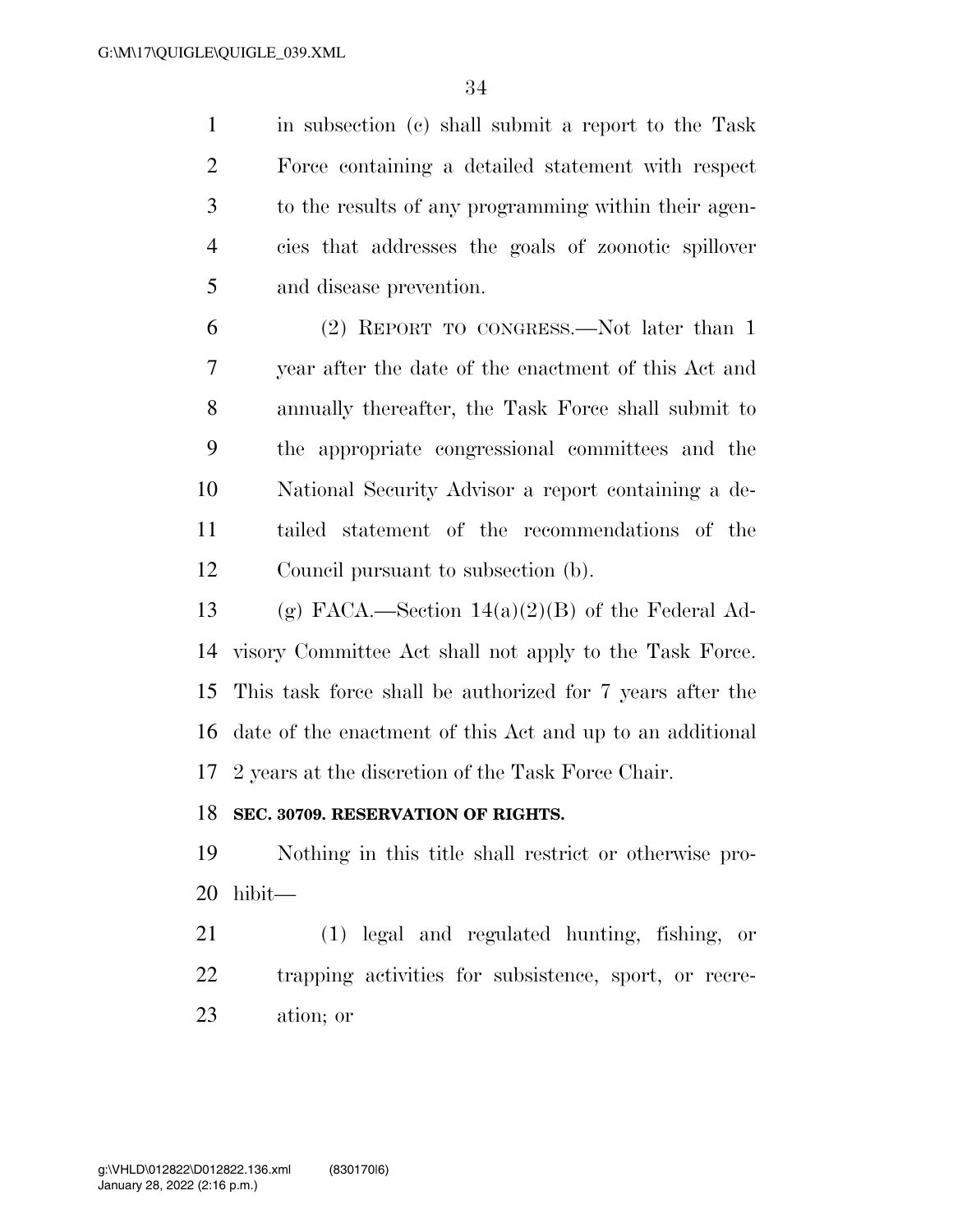in subsection (c) shall submit a report to the Task Force containing a detailed statement with respect to the results of any programming within their agencies that addresses the goals of zoonotic spillover and disease prevention.

(2) REPORT TO CONGRESS.—Not later than 1 year after the date of the enactment of this Act and annually thereafter, the Task Force shall submit to the appropriate congressional committees and the National Security Advisor a report containing a detailed statement of the recommendations of the Council pursuant to subsection (b).

(g) FACA.—Section 14(a)(2)(B) of the Federal Advisory Committee Act shall not apply to the Task Force. This task force shall be authorized for 7 years after the date of the enactment of this Act and up to an additional 2 years at the discretion of the Task Force Chair.

**SEC. 30709. RESERVATION OF RIGHTS.**

Nothing in this title shall restrict or otherwise prohibit—

(1) legal and regulated hunting, fishing, or trapping activities for subsistence, sport, or recreation; or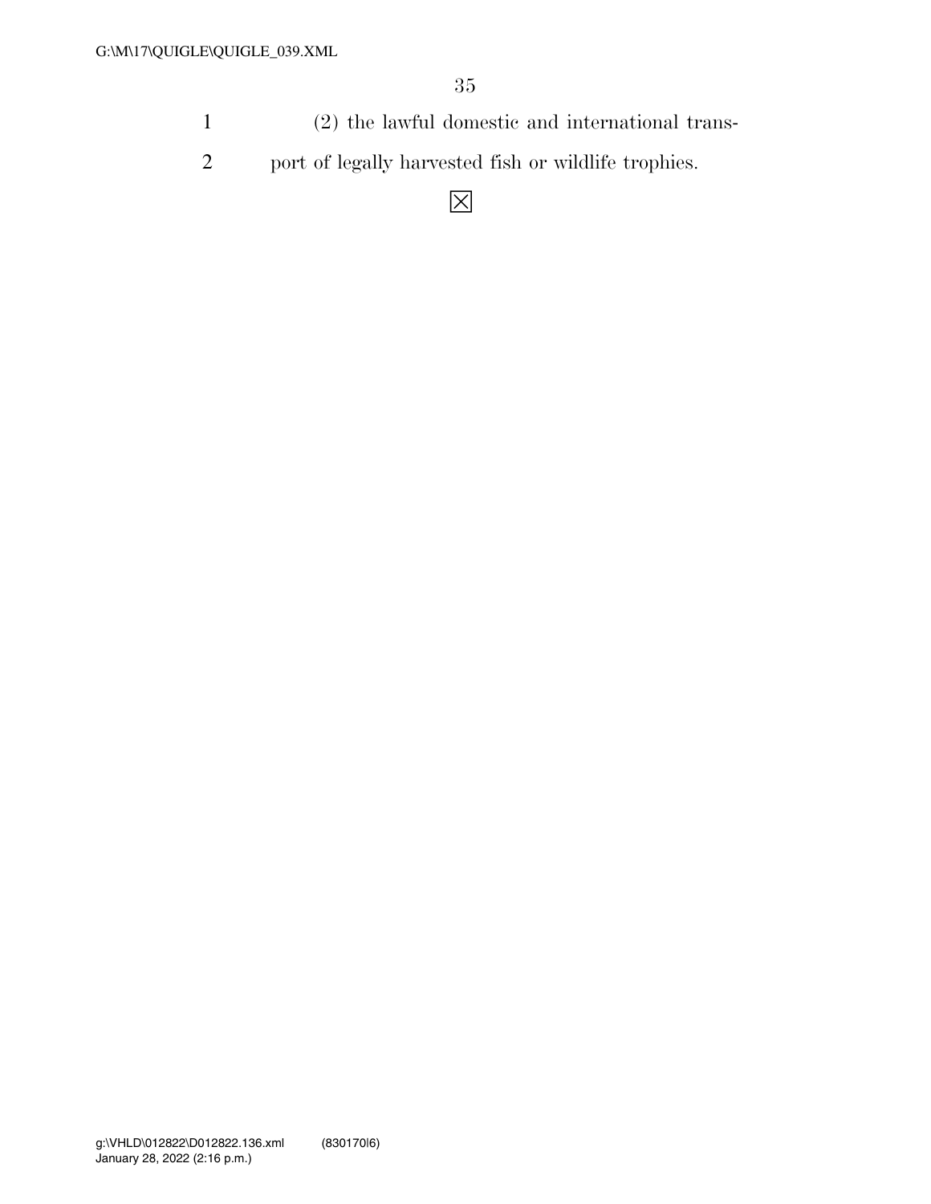(2) the lawful domestic and international transport of legally harvested fish or wildlife trophies.

☒